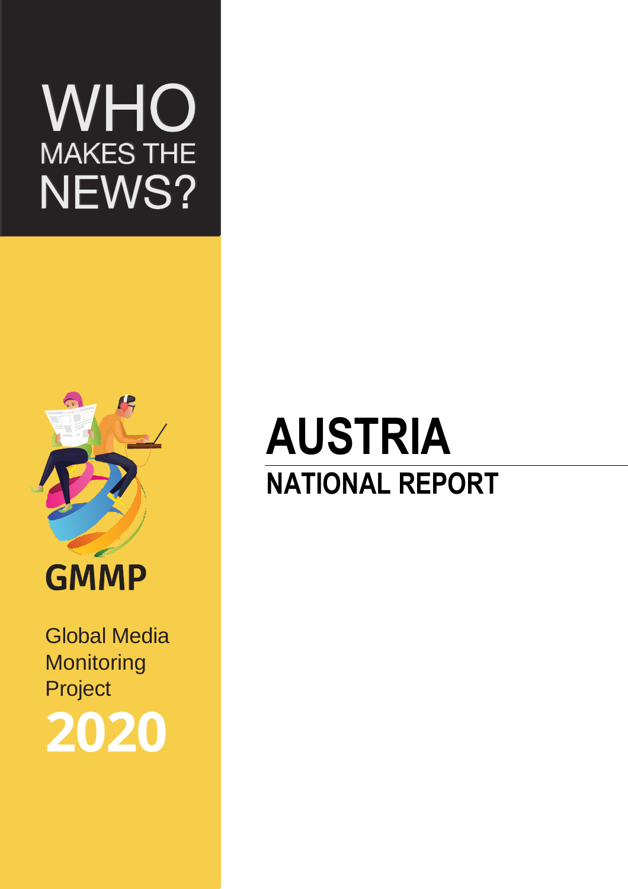# WHO MAKES THE NEWS?

GMMP

Global Media Monitoring Project

**2020**

# AUSTRIA

## NATIONAL REPORT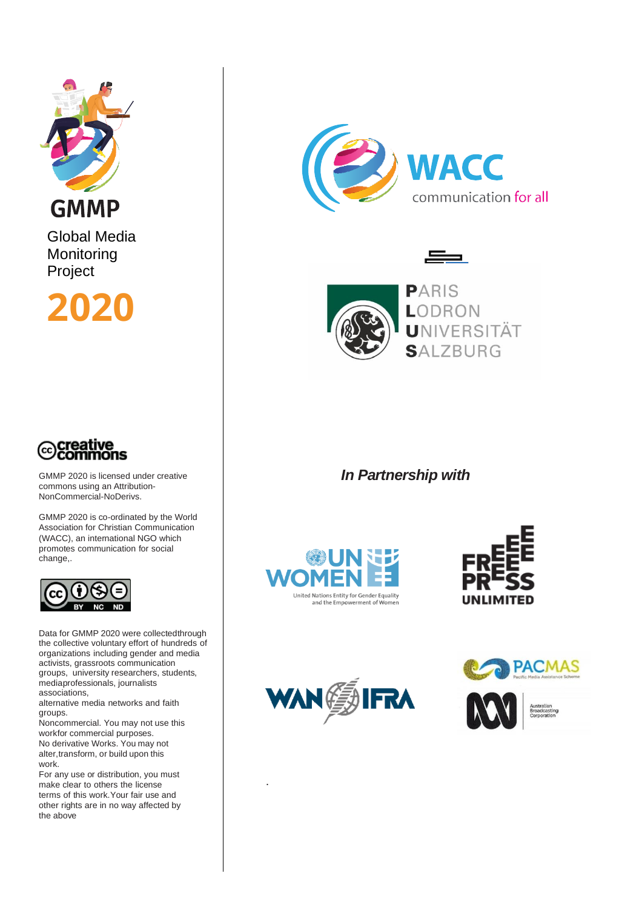# GMMP

Global Media Monitoring Project

**2020**

WACC communication for all

PARIS LODRON UNIVERSITÄT SALZBURG

creative commons

GMMP 2020 is licensed under creative commons using an Attribution-NonCommercial-NoDerivs.

GMMP 2020 is co-ordinated by the World Association for Christian Communication (WACC), an international NGO which promotes communication for social change,.

BY NC ND

Data for GMMP 2020 were collectedthrough the collective voluntary effort of hundreds of organizations including gender and media activists, grassroots communication groups, university researchers, students, mediaprofessionals, journalists associations, alternative media networks and faith groups.
Noncommercial. You may not use this workfor commercial purposes.
No derivative Works. You may not alter,transform, or build upon this work.
For any use or distribution, you must make clear to others the license terms of this work.Your fair use and other rights are in no way affected by the above

***In Partnership with***

UN WOMEN United Nations Entity for Gender Equality and the Empowerment of Women

FREE PRESS UNLIMITED

WAN IFRA

PACMAS Pacific Media Assistance Scheme

Australian Broadcasting Corporation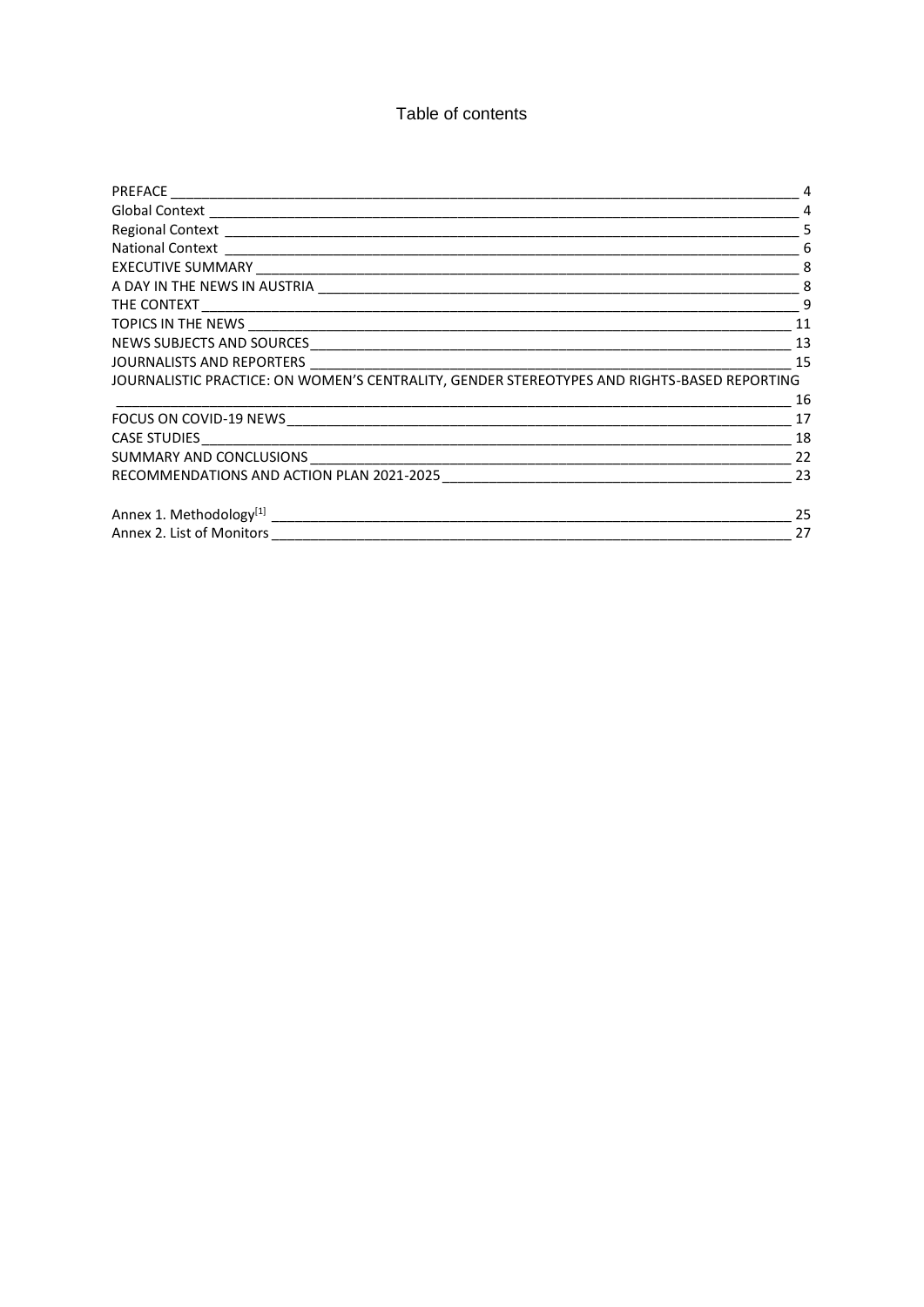# Table of contents

| | |
|---|---|
| PREFACE | 4 |
| Global Context | 4 |
| Regional Context | 5 |
| National Context | 6 |
| EXECUTIVE SUMMARY | 8 |
| A DAY IN THE NEWS IN AUSTRIA | 8 |
| THE CONTEXT | 9 |
| TOPICS IN THE NEWS | 11 |
| NEWS SUBJECTS AND SOURCES | 13 |
| JOURNALISTS AND REPORTERS | 15 |
| JOURNALISTIC PRACTICE: ON WOMEN'S CENTRALITY, GENDER STEREOTYPES AND RIGHTS-BASED REPORTING | 16 |
| FOCUS ON COVID-19 NEWS | 17 |
| CASE STUDIES | 18 |
| SUMMARY AND CONCLUSIONS | 22 |
| RECOMMENDATIONS AND ACTION PLAN 2021-2025 | 23 |
| Annex 1. Methodology[1] | 25 |
| Annex 2. List of Monitors | 27 |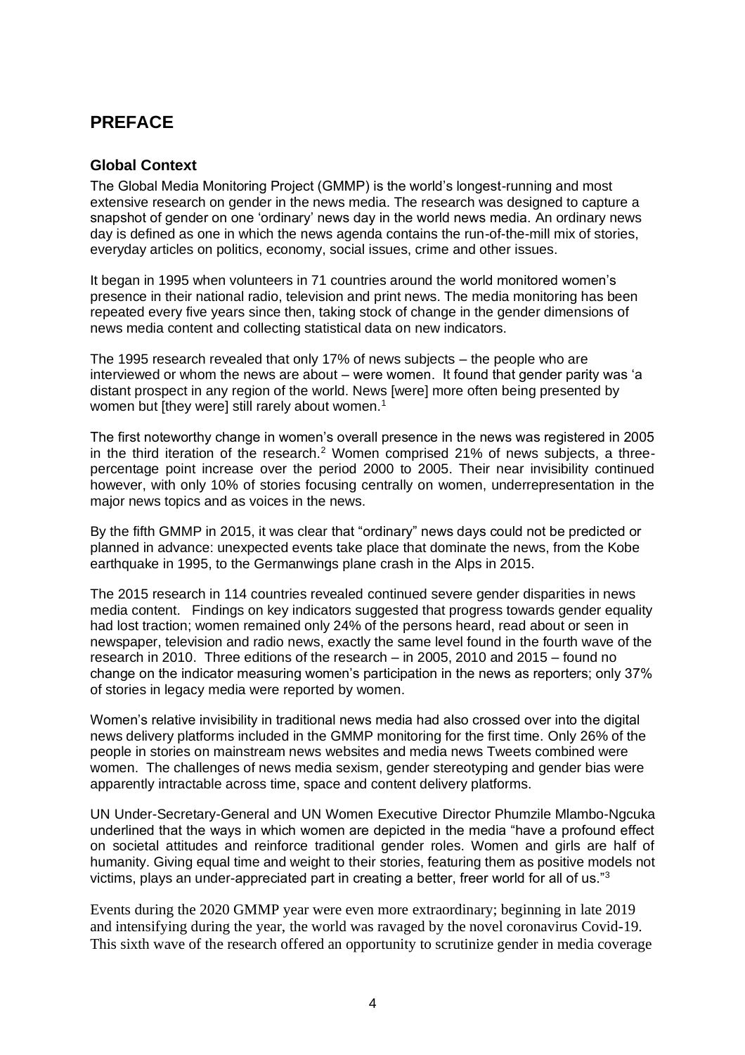# PREFACE

## Global Context

The Global Media Monitoring Project (GMMP) is the world's longest-running and most extensive research on gender in the news media. The research was designed to capture a snapshot of gender on one 'ordinary' news day in the world news media. An ordinary news day is defined as one in which the news agenda contains the run-of-the-mill mix of stories, everyday articles on politics, economy, social issues, crime and other issues.

It began in 1995 when volunteers in 71 countries around the world monitored women's presence in their national radio, television and print news. The media monitoring has been repeated every five years since then, taking stock of change in the gender dimensions of news media content and collecting statistical data on new indicators.

The 1995 research revealed that only 17% of news subjects – the people who are interviewed or whom the news are about – were women. It found that gender parity was 'a distant prospect in any region of the world. News [were] more often being presented by women but [they were] still rarely about women.[1]

The first noteworthy change in women's overall presence in the news was registered in 2005 in the third iteration of the research.[2] Women comprised 21% of news subjects, a three-percentage point increase over the period 2000 to 2005. Their near invisibility continued however, with only 10% of stories focusing centrally on women, underrepresentation in the major news topics and as voices in the news.

By the fifth GMMP in 2015, it was clear that "ordinary" news days could not be predicted or planned in advance: unexpected events take place that dominate the news, from the Kobe earthquake in 1995, to the Germanwings plane crash in the Alps in 2015.

The 2015 research in 114 countries revealed continued severe gender disparities in news media content. Findings on key indicators suggested that progress towards gender equality had lost traction; women remained only 24% of the persons heard, read about or seen in newspaper, television and radio news, exactly the same level found in the fourth wave of the research in 2010. Three editions of the research – in 2005, 2010 and 2015 – found no change on the indicator measuring women's participation in the news as reporters; only 37% of stories in legacy media were reported by women.

Women's relative invisibility in traditional news media had also crossed over into the digital news delivery platforms included in the GMMP monitoring for the first time. Only 26% of the people in stories on mainstream news websites and media news Tweets combined were women. The challenges of news media sexism, gender stereotyping and gender bias were apparently intractable across time, space and content delivery platforms.

UN Under-Secretary-General and UN Women Executive Director Phumzile Mlambo-Ngcuka underlined that the ways in which women are depicted in the media "have a profound effect on societal attitudes and reinforce traditional gender roles. Women and girls are half of humanity. Giving equal time and weight to their stories, featuring them as positive models not victims, plays an under-appreciated part in creating a better, freer world for all of us."[3]

Events during the 2020 GMMP year were even more extraordinary; beginning in late 2019 and intensifying during the year, the world was ravaged by the novel coronavirus Covid-19. This sixth wave of the research offered an opportunity to scrutinize gender in media coverage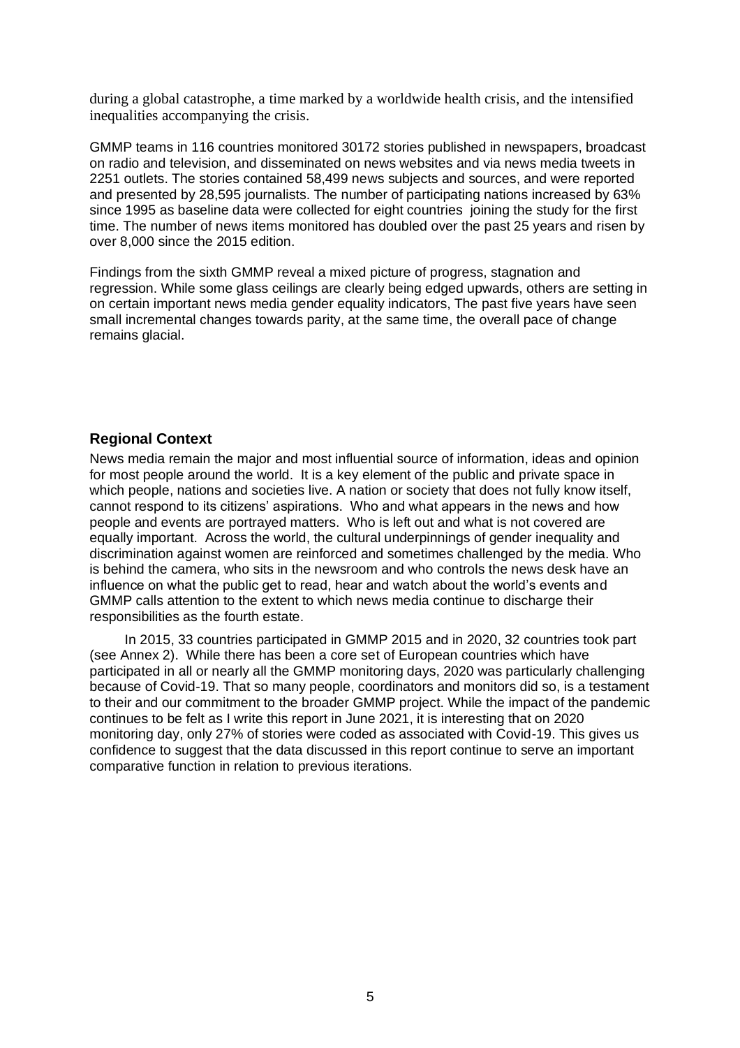during a global catastrophe, a time marked by a worldwide health crisis, and the intensified inequalities accompanying the crisis.

GMMP teams in 116 countries monitored 30172 stories published in newspapers, broadcast on radio and television, and disseminated on news websites and via news media tweets in 2251 outlets. The stories contained 58,499 news subjects and sources, and were reported and presented by 28,595 journalists. The number of participating nations increased by 63% since 1995 as baseline data were collected for eight countries joining the study for the first time. The number of news items monitored has doubled over the past 25 years and risen by over 8,000 since the 2015 edition.

Findings from the sixth GMMP reveal a mixed picture of progress, stagnation and regression. While some glass ceilings are clearly being edged upwards, others are setting in on certain important news media gender equality indicators, The past five years have seen small incremental changes towards parity, at the same time, the overall pace of change remains glacial.

## Regional Context

News media remain the major and most influential source of information, ideas and opinion for most people around the world. It is a key element of the public and private space in which people, nations and societies live. A nation or society that does not fully know itself, cannot respond to its citizens' aspirations. Who and what appears in the news and how people and events are portrayed matters. Who is left out and what is not covered are equally important. Across the world, the cultural underpinnings of gender inequality and discrimination against women are reinforced and sometimes challenged by the media. Who is behind the camera, who sits in the newsroom and who controls the news desk have an influence on what the public get to read, hear and watch about the world's events and GMMP calls attention to the extent to which news media continue to discharge their responsibilities as the fourth estate.

In 2015, 33 countries participated in GMMP 2015 and in 2020, 32 countries took part (see Annex 2). While there has been a core set of European countries which have participated in all or nearly all the GMMP monitoring days, 2020 was particularly challenging because of Covid-19. That so many people, coordinators and monitors did so, is a testament to their and our commitment to the broader GMMP project. While the impact of the pandemic continues to be felt as I write this report in June 2021, it is interesting that on 2020 monitoring day, only 27% of stories were coded as associated with Covid-19. This gives us confidence to suggest that the data discussed in this report continue to serve an important comparative function in relation to previous iterations.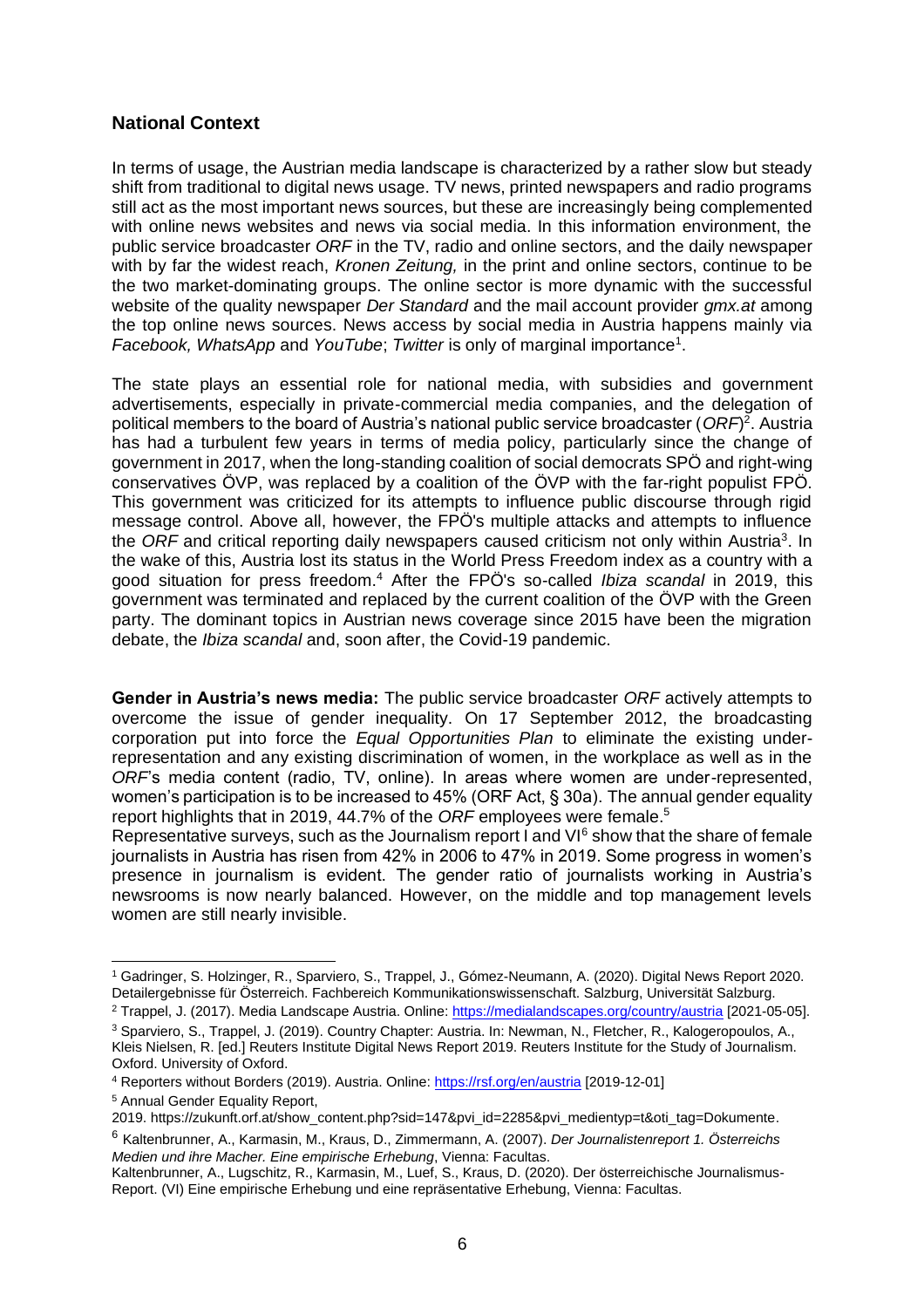## National Context

In terms of usage, the Austrian media landscape is characterized by a rather slow but steady shift from traditional to digital news usage. TV news, printed newspapers and radio programs still act as the most important news sources, but these are increasingly being complemented with online news websites and news via social media. In this information environment, the public service broadcaster *ORF* in the TV, radio and online sectors, and the daily newspaper with by far the widest reach, *Kronen Zeitung,* in the print and online sectors, continue to be the two market-dominating groups. The online sector is more dynamic with the successful website of the quality newspaper *Der Standard* and the mail account provider *gmx.at* among the top online news sources. News access by social media in Austria happens mainly via *Facebook, WhatsApp* and *YouTube*; *Twitter* is only of marginal importance[1].

The state plays an essential role for national media, with subsidies and government advertisements, especially in private-commercial media companies, and the delegation of political members to the board of Austria's national public service broadcaster (*ORF*)[2]. Austria has had a turbulent few years in terms of media policy, particularly since the change of government in 2017, when the long-standing coalition of social democrats SPÖ and right-wing conservatives ÖVP, was replaced by a coalition of the ÖVP with the far-right populist FPÖ. This government was criticized for its attempts to influence public discourse through rigid message control. Above all, however, the FPÖ's multiple attacks and attempts to influence the *ORF* and critical reporting daily newspapers caused criticism not only within Austria[3]. In the wake of this, Austria lost its status in the World Press Freedom index as a country with a good situation for press freedom.[4] After the FPÖ's so-called *Ibiza scandal* in 2019, this government was terminated and replaced by the current coalition of the ÖVP with the Green party. The dominant topics in Austrian news coverage since 2015 have been the migration debate, the *Ibiza scandal* and, soon after, the Covid-19 pandemic.

**Gender in Austria's news media:** The public service broadcaster *ORF* actively attempts to overcome the issue of gender inequality. On 17 September 2012, the broadcasting corporation put into force the *Equal Opportunities Plan* to eliminate the existing under-representation and any existing discrimination of women, in the workplace as well as in the *ORF*'s media content (radio, TV, online). In areas where women are under-represented, women's participation is to be increased to 45% (ORF Act, § 30a). The annual gender equality report highlights that in 2019, 44.7% of the *ORF* employees were female.[5]
Representative surveys, such as the Journalism report I and VI[6] show that the share of female journalists in Austria has risen from 42% in 2006 to 47% in 2019. Some progress in women's presence in journalism is evident. The gender ratio of journalists working in Austria's newsrooms is now nearly balanced. However, on the middle and top management levels women are still nearly invisible.

---

[1] Gadringer, S. Holzinger, R., Sparviero, S., Trappel, J., Gómez-Neumann, A. (2020). Digital News Report 2020. Detailergebnisse für Österreich. Fachbereich Kommunikationswissenschaft. Salzburg, Universität Salzburg.

[2] Trappel, J. (2017). Media Landscape Austria. Online: https://medialandscapes.org/country/austria [2021-05-05].

[3] Sparviero, S., Trappel, J. (2019). Country Chapter: Austria. In: Newman, N., Fletcher, R., Kalogeropoulos, A., Kleis Nielsen, R. [ed.] Reuters Institute Digital News Report 2019. Reuters Institute for the Study of Journalism. Oxford. University of Oxford.

[4] Reporters without Borders (2019). Austria. Online: https://rsf.org/en/austria [2019-12-01]

[5] Annual Gender Equality Report, 2019. https://zukunft.orf.at/show_content.php?sid=147&pvi_id=2285&pvi_medientyp=t&oti_tag=Dokumente.

[6] Kaltenbrunner, A., Karmasin, M., Kraus, D., Zimmermann, A. (2007). *Der Journalistenreport 1. Österreichs Medien und ihre Macher. Eine empirische Erhebung*, Vienna: Facultas.
Kaltenbrunner, A., Lugschitz, R., Karmasin, M., Luef, S., Kraus, D. (2020). Der österreichische Journalismus-Report. (VI) Eine empirische Erhebung und eine repräsentative Erhebung, Vienna: Facultas.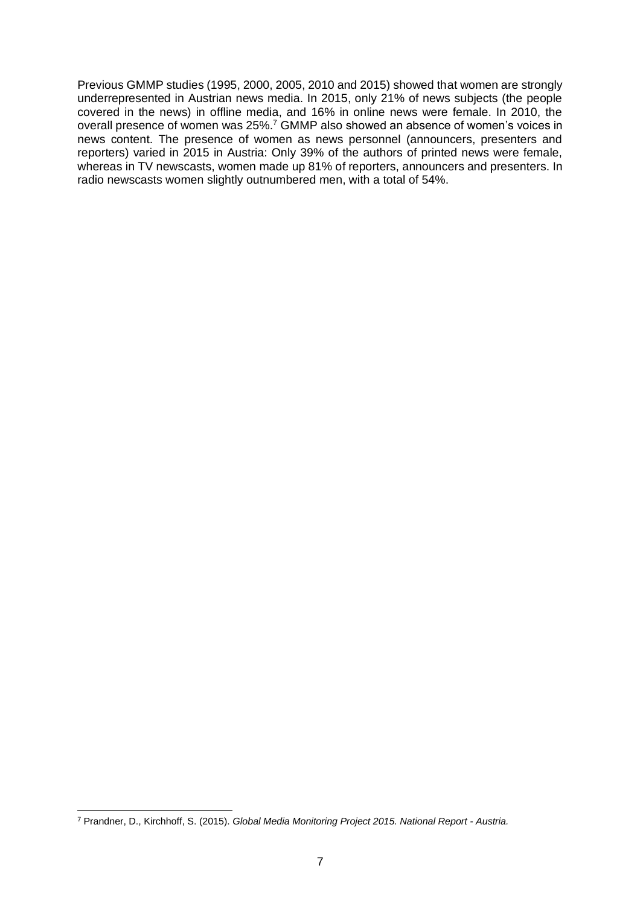Previous GMMP studies (1995, 2000, 2005, 2010 and 2015) showed that women are strongly underrepresented in Austrian news media. In 2015, only 21% of news subjects (the people covered in the news) in offline media, and 16% in online news were female. In 2010, the overall presence of women was 25%.[7] GMMP also showed an absence of women's voices in news content. The presence of women as news personnel (announcers, presenters and reporters) varied in 2015 in Austria: Only 39% of the authors of printed news were female, whereas in TV newscasts, women made up 81% of reporters, announcers and presenters. In radio newscasts women slightly outnumbered men, with a total of 54%.

[7] Prandner, D., Kirchhoff, S. (2015). *Global Media Monitoring Project 2015. National Report - Austria.*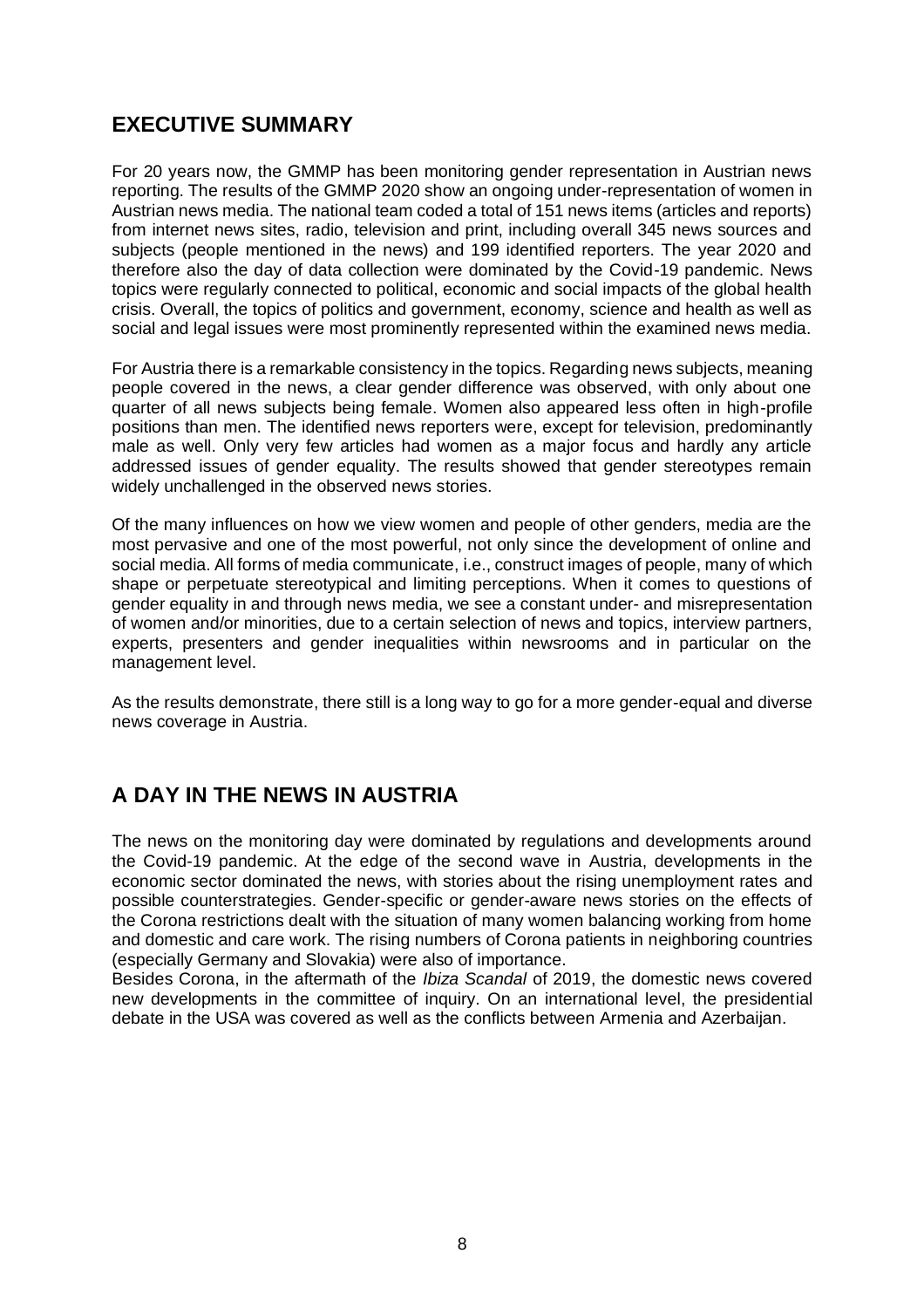## EXECUTIVE SUMMARY

For 20 years now, the GMMP has been monitoring gender representation in Austrian news reporting. The results of the GMMP 2020 show an ongoing under-representation of women in Austrian news media. The national team coded a total of 151 news items (articles and reports) from internet news sites, radio, television and print, including overall 345 news sources and subjects (people mentioned in the news) and 199 identified reporters. The year 2020 and therefore also the day of data collection were dominated by the Covid-19 pandemic. News topics were regularly connected to political, economic and social impacts of the global health crisis. Overall, the topics of politics and government, economy, science and health as well as social and legal issues were most prominently represented within the examined news media.

For Austria there is a remarkable consistency in the topics. Regarding news subjects, meaning people covered in the news, a clear gender difference was observed, with only about one quarter of all news subjects being female. Women also appeared less often in high-profile positions than men. The identified news reporters were, except for television, predominantly male as well. Only very few articles had women as a major focus and hardly any article addressed issues of gender equality. The results showed that gender stereotypes remain widely unchallenged in the observed news stories.

Of the many influences on how we view women and people of other genders, media are the most pervasive and one of the most powerful, not only since the development of online and social media. All forms of media communicate, i.e., construct images of people, many of which shape or perpetuate stereotypical and limiting perceptions. When it comes to questions of gender equality in and through news media, we see a constant under- and misrepresentation of women and/or minorities, due to a certain selection of news and topics, interview partners, experts, presenters and gender inequalities within newsrooms and in particular on the management level.

As the results demonstrate, there still is a long way to go for a more gender-equal and diverse news coverage in Austria.

## A DAY IN THE NEWS IN AUSTRIA

The news on the monitoring day were dominated by regulations and developments around the Covid-19 pandemic. At the edge of the second wave in Austria, developments in the economic sector dominated the news, with stories about the rising unemployment rates and possible counterstrategies. Gender-specific or gender-aware news stories on the effects of the Corona restrictions dealt with the situation of many women balancing working from home and domestic and care work. The rising numbers of Corona patients in neighboring countries (especially Germany and Slovakia) were also of importance.

Besides Corona, in the aftermath of the *Ibiza Scandal* of 2019, the domestic news covered new developments in the committee of inquiry. On an international level, the presidential debate in the USA was covered as well as the conflicts between Armenia and Azerbaijan.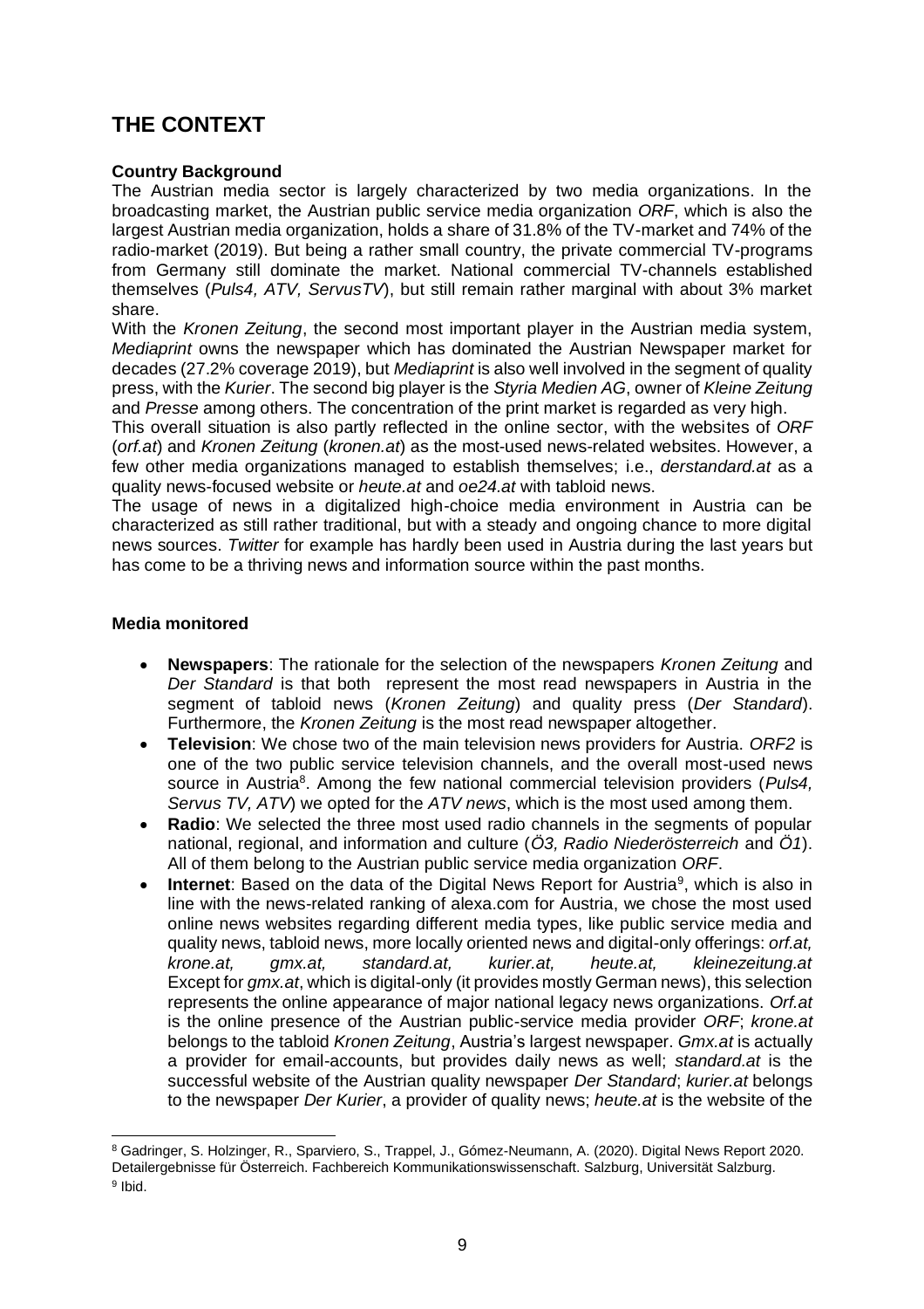# THE CONTEXT

**Country Background**

The Austrian media sector is largely characterized by two media organizations. In the broadcasting market, the Austrian public service media organization *ORF*, which is also the largest Austrian media organization, holds a share of 31.8% of the TV-market and 74% of the radio-market (2019). But being a rather small country, the private commercial TV-programs from Germany still dominate the market. National commercial TV-channels established themselves (*Puls4, ATV, ServusTV*), but still remain rather marginal with about 3% market share.

With the *Kronen Zeitung*, the second most important player in the Austrian media system, *Mediaprint* owns the newspaper which has dominated the Austrian Newspaper market for decades (27.2% coverage 2019), but *Mediaprint* is also well involved in the segment of quality press, with the *Kurier*. The second big player is the *Styria Medien AG*, owner of *Kleine Zeitung* and *Presse* among others. The concentration of the print market is regarded as very high.

This overall situation is also partly reflected in the online sector, with the websites of *ORF* (*orf.at*) and *Kronen Zeitung* (*kronen.at*) as the most-used news-related websites. However, a few other media organizations managed to establish themselves; i.e., *derstandard.at* as a quality news-focused website or *heute.at* and *oe24.at* with tabloid news.

The usage of news in a digitalized high-choice media environment in Austria can be characterized as still rather traditional, but with a steady and ongoing chance to more digital news sources. *Twitter* for example has hardly been used in Austria during the last years but has come to be a thriving news and information source within the past months.

**Media monitored**

- **Newspapers**: The rationale for the selection of the newspapers *Kronen Zeitung* and *Der Standard* is that both represent the most read newspapers in Austria in the segment of tabloid news (*Kronen Zeitung*) and quality press (*Der Standard*). Furthermore, the *Kronen Zeitung* is the most read newspaper altogether.
- **Television**: We chose two of the main television news providers for Austria. *ORF2* is one of the two public service television channels, and the overall most-used news source in Austria[8]. Among the few national commercial television providers (*Puls4, Servus TV, ATV*) we opted for the *ATV news*, which is the most used among them.
- **Radio**: We selected the three most used radio channels in the segments of popular national, regional, and information and culture (*Ö3, Radio Niederösterreich* and *Ö1*). All of them belong to the Austrian public service media organization *ORF*.
- **Internet**: Based on the data of the Digital News Report for Austria[9], which is also in line with the news-related ranking of alexa.com for Austria, we chose the most used online news websites regarding different media types, like public service media and quality news, tabloid news, more locally oriented news and digital-only offerings: *orf.at, krone.at, gmx.at, standard.at, kurier.at, heute.at, kleinezeitung.at* Except for *gmx.at*, which is digital-only (it provides mostly German news), this selection represents the online appearance of major national legacy news organizations. *Orf.at* is the online presence of the Austrian public-service media provider *ORF*; *krone.at* belongs to the tabloid *Kronen Zeitung*, Austria's largest newspaper. *Gmx.at* is actually a provider for email-accounts, but provides daily news as well; *standard.at* is the successful website of the Austrian quality newspaper *Der Standard*; *kurier.at* belongs to the newspaper *Der Kurier*, a provider of quality news; *heute.at* is the website of the

---

[8] Gadringer, S. Holzinger, R., Sparviero, S., Trappel, J., Gómez-Neumann, A. (2020). Digital News Report 2020. Detailergebnisse für Österreich. Fachbereich Kommunikationswissenschaft. Salzburg, Universität Salzburg.

[9] Ibid.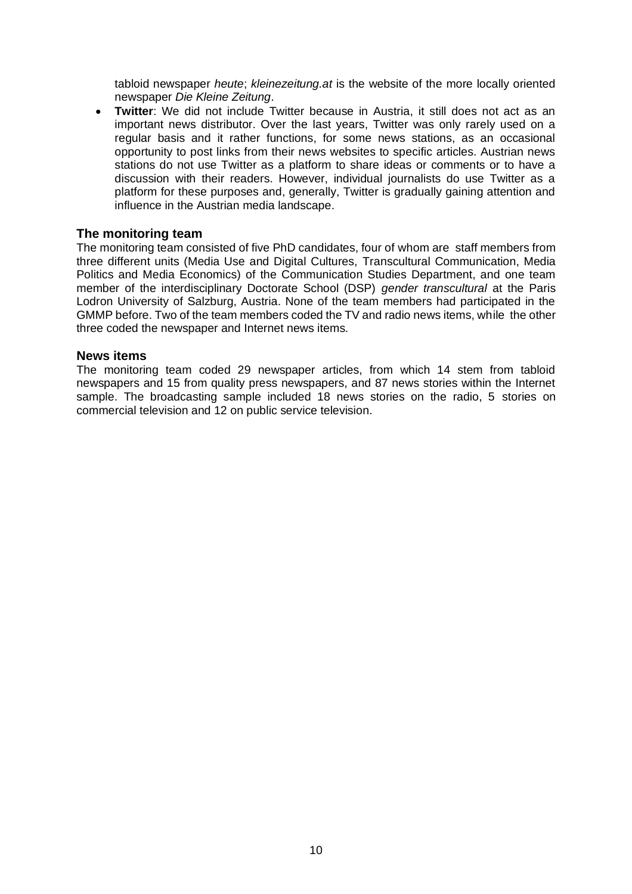tabloid newspaper *heute*; *kleinezeitung.at* is the website of the more locally oriented newspaper *Die Kleine Zeitung*.

- **Twitter**: We did not include Twitter because in Austria, it still does not act as an important news distributor. Over the last years, Twitter was only rarely used on a regular basis and it rather functions, for some news stations, as an occasional opportunity to post links from their news websites to specific articles. Austrian news stations do not use Twitter as a platform to share ideas or comments or to have a discussion with their readers. However, individual journalists do use Twitter as a platform for these purposes and, generally, Twitter is gradually gaining attention and influence in the Austrian media landscape.

### The monitoring team

The monitoring team consisted of five PhD candidates, four of whom are staff members from three different units (Media Use and Digital Cultures, Transcultural Communication, Media Politics and Media Economics) of the Communication Studies Department, and one team member of the interdisciplinary Doctorate School (DSP) *gender transcultural* at the Paris Lodron University of Salzburg, Austria. None of the team members had participated in the GMMP before. Two of the team members coded the TV and radio news items, while the other three coded the newspaper and Internet news items.

### News items

The monitoring team coded 29 newspaper articles, from which 14 stem from tabloid newspapers and 15 from quality press newspapers, and 87 news stories within the Internet sample. The broadcasting sample included 18 news stories on the radio, 5 stories on commercial television and 12 on public service television.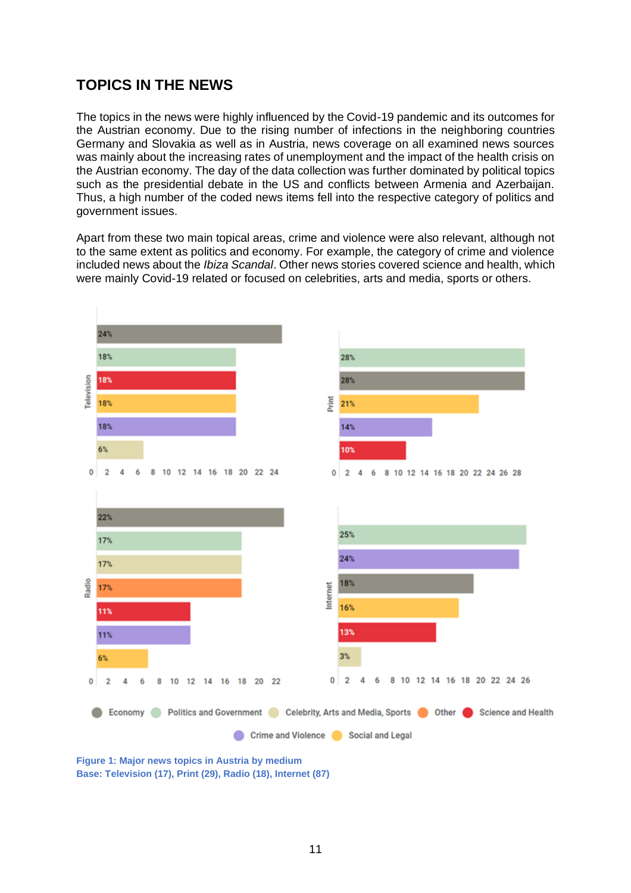## TOPICS IN THE NEWS

The topics in the news were highly influenced by the Covid-19 pandemic and its outcomes for the Austrian economy. Due to the rising number of infections in the neighboring countries Germany and Slovakia as well as in Austria, news coverage on all examined news sources was mainly about the increasing rates of unemployment and the impact of the health crisis on the Austrian economy. The day of the data collection was further dominated by political topics such as the presidential debate in the US and conflicts between Armenia and Azerbaijan. Thus, a high number of the coded news items fell into the respective category of politics and government issues.

Apart from these two main topical areas, crime and violence were also relevant, although not to the same extent as politics and economy. For example, the category of crime and violence included news about the *Ibiza Scandal*. Other news stories covered science and health, which were mainly Covid-19 related or focused on celebrities, arts and media, sports or others.

| Medium | Topic | Share |
|---|---|---|
| Television | Economy | 24% |
| Television | Politics and Government | 18% |
| Television | Science and Health | 18% |
| Television | Social and Legal | 18% |
| Television | Crime and Violence | 18% |
| Television | Celebrity, Arts and Media, Sports | 6% |
| Print | Politics and Government | 28% |
| Print | Economy | 28% |
| Print | Social and Legal | 21% |
| Print | Crime and Violence | 14% |
| Print | Science and Health | 10% |
| Radio | Economy | 22% |
| Radio | Politics and Government | 17% |
| Radio | Celebrity, Arts and Media, Sports | 17% |
| Radio | Other | 17% |
| Radio | Science and Health | 11% |
| Radio | Crime and Violence | 11% |
| Radio | Social and Legal | 6% |
| Internet | Politics and Government | 25% |
| Internet | Crime and Violence | 24% |
| Internet | Economy | 18% |
| Internet | Social and Legal | 16% |
| Internet | Science and Health | 13% |
| Internet | Celebrity, Arts and Media, Sports | 3% |

Figure 1: Major news topics in Austria by medium
Base: Television (17), Print (29), Radio (18), Internet (87)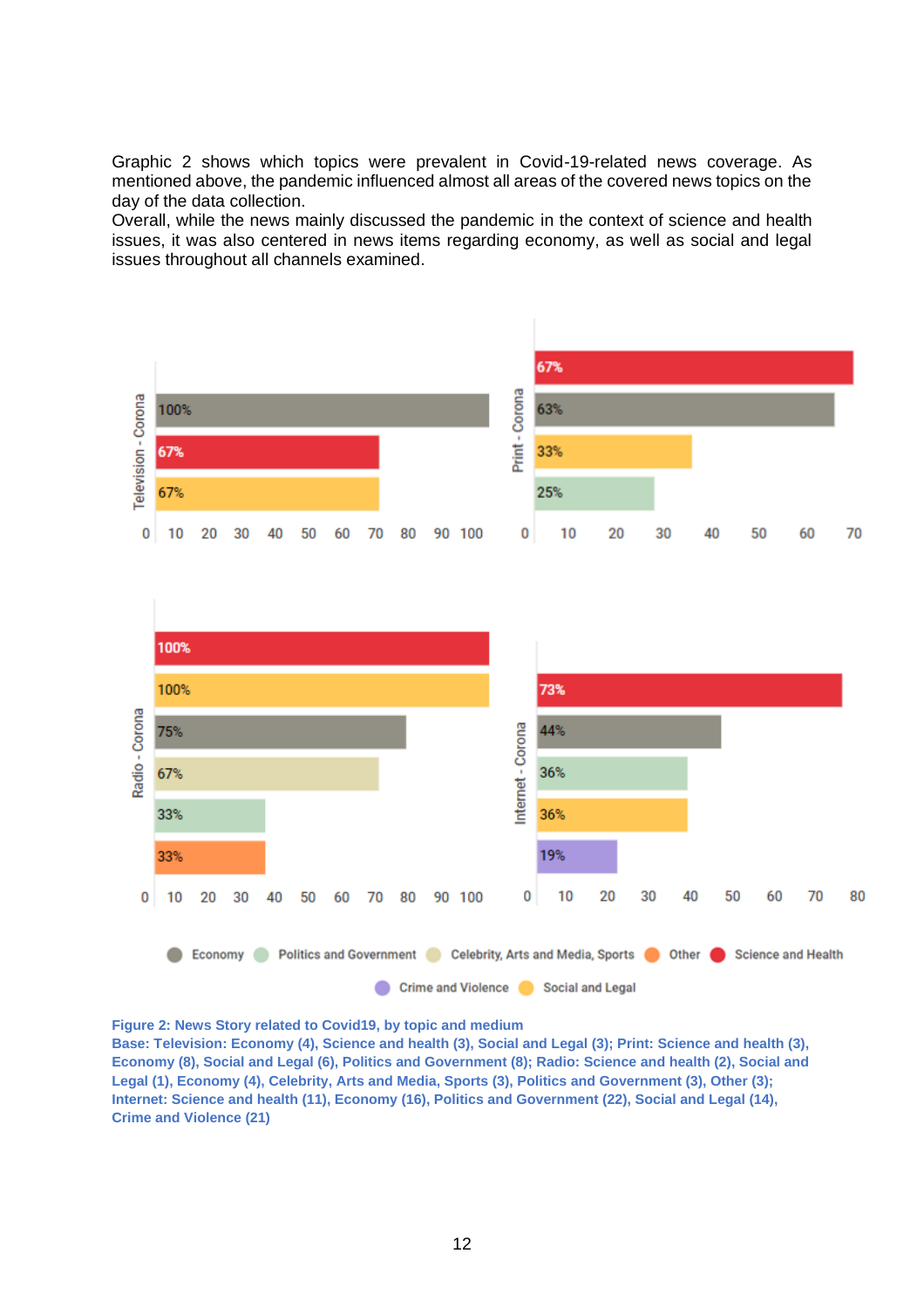Graphic 2 shows which topics were prevalent in Covid-19-related news coverage. As mentioned above, the pandemic influenced almost all areas of the covered news topics on the day of the data collection.
Overall, while the news mainly discussed the pandemic in the context of science and health issues, it was also centered in news items regarding economy, as well as social and legal issues throughout all channels examined.

**Figure 2: News Story related to Covid19, by topic and medium**
**Base: Television: Economy (4), Science and health (3), Social and Legal (3); Print: Science and health (3), Economy (8), Social and Legal (6), Politics and Government (8); Radio: Science and health (2), Social and Legal (1), Economy (4), Celebrity, Arts and Media, Sports (3), Politics and Government (3), Other (3); Internet: Science and health (11), Economy (16), Politics and Government (22), Social and Legal (14), Crime and Violence (21)**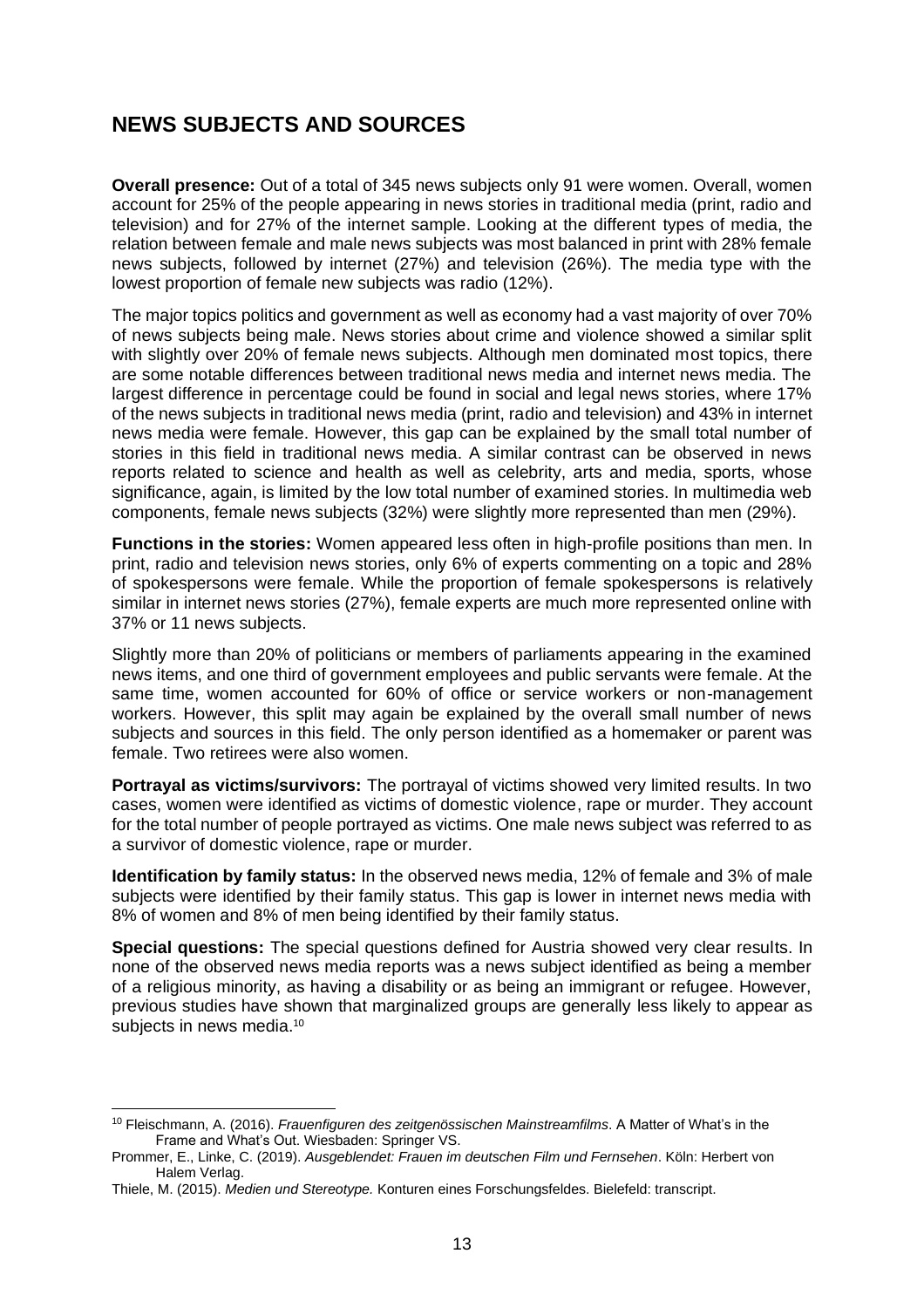## NEWS SUBJECTS AND SOURCES

**Overall presence:** Out of a total of 345 news subjects only 91 were women. Overall, women account for 25% of the people appearing in news stories in traditional media (print, radio and television) and for 27% of the internet sample. Looking at the different types of media, the relation between female and male news subjects was most balanced in print with 28% female news subjects, followed by internet (27%) and television (26%). The media type with the lowest proportion of female new subjects was radio (12%).

The major topics politics and government as well as economy had a vast majority of over 70% of news subjects being male. News stories about crime and violence showed a similar split with slightly over 20% of female news subjects. Although men dominated most topics, there are some notable differences between traditional news media and internet news media. The largest difference in percentage could be found in social and legal news stories, where 17% of the news subjects in traditional news media (print, radio and television) and 43% in internet news media were female. However, this gap can be explained by the small total number of stories in this field in traditional news media. A similar contrast can be observed in news reports related to science and health as well as celebrity, arts and media, sports, whose significance, again, is limited by the low total number of examined stories. In multimedia web components, female news subjects (32%) were slightly more represented than men (29%).

**Functions in the stories:** Women appeared less often in high-profile positions than men. In print, radio and television news stories, only 6% of experts commenting on a topic and 28% of spokespersons were female. While the proportion of female spokespersons is relatively similar in internet news stories (27%), female experts are much more represented online with 37% or 11 news subjects.

Slightly more than 20% of politicians or members of parliaments appearing in the examined news items, and one third of government employees and public servants were female. At the same time, women accounted for 60% of office or service workers or non-management workers. However, this split may again be explained by the overall small number of news subjects and sources in this field. The only person identified as a homemaker or parent was female. Two retirees were also women.

**Portrayal as victims/survivors:** The portrayal of victims showed very limited results. In two cases, women were identified as victims of domestic violence, rape or murder. They account for the total number of people portrayed as victims. One male news subject was referred to as a survivor of domestic violence, rape or murder.

**Identification by family status:** In the observed news media, 12% of female and 3% of male subjects were identified by their family status. This gap is lower in internet news media with 8% of women and 8% of men being identified by their family status.

**Special questions:** The special questions defined for Austria showed very clear results. In none of the observed news media reports was a news subject identified as being a member of a religious minority, as having a disability or as being an immigrant or refugee. However, previous studies have shown that marginalized groups are generally less likely to appear as subjects in news media.[10]

---

[10] Fleischmann, A. (2016). *Frauenfiguren des zeitgenössischen Mainstreamfilms*. A Matter of What's in the Frame and What's Out. Wiesbaden: Springer VS.

Prommer, E., Linke, C. (2019). *Ausgeblendet: Frauen im deutschen Film und Fernsehen*. Köln: Herbert von Halem Verlag.

Thiele, M. (2015). *Medien und Stereotype.* Konturen eines Forschungsfeldes. Bielefeld: transcript.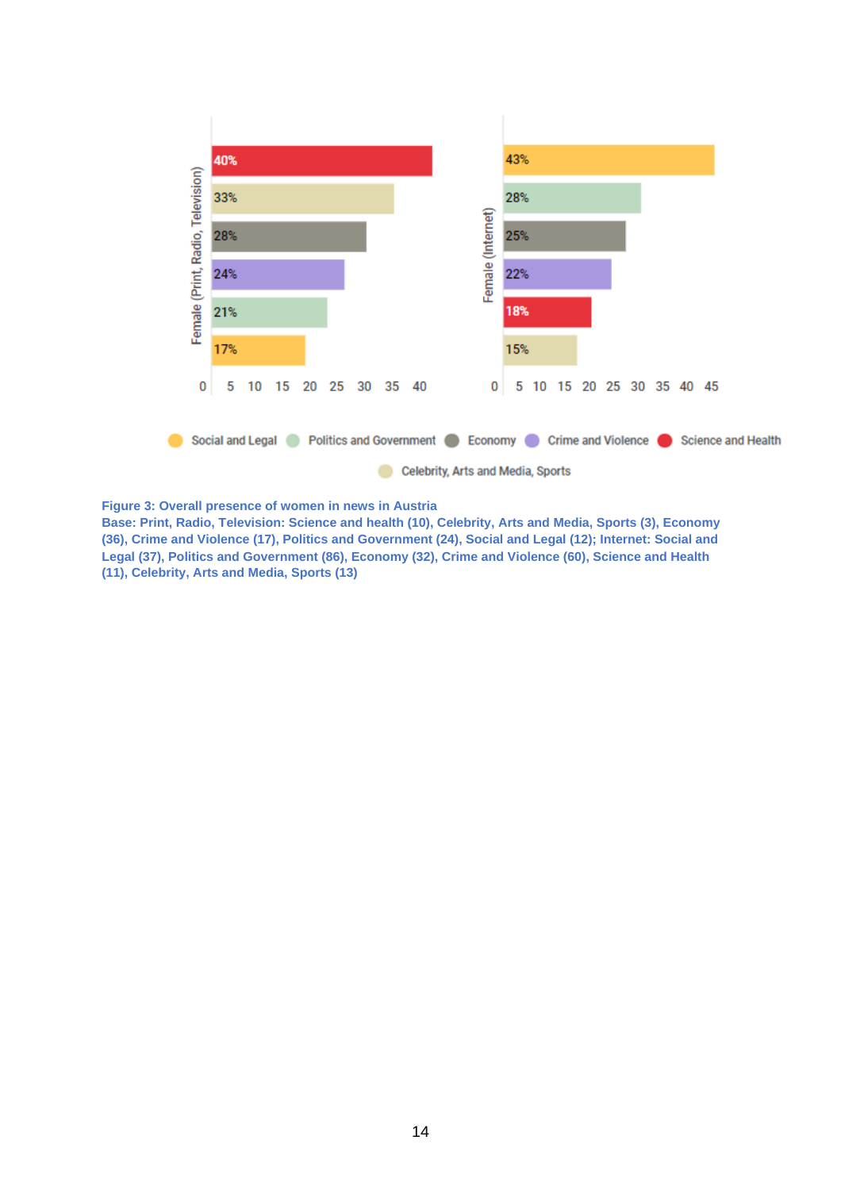**Figure 3: Overall presence of women in news in Austria**
**Base: Print, Radio, Television: Science and health (10), Celebrity, Arts and Media, Sports (3), Economy (36), Crime and Violence (17), Politics and Government (24), Social and Legal (12); Internet: Social and Legal (37), Politics and Government (86), Economy (32), Crime and Violence (60), Science and Health (11), Celebrity, Arts and Media, Sports (13)**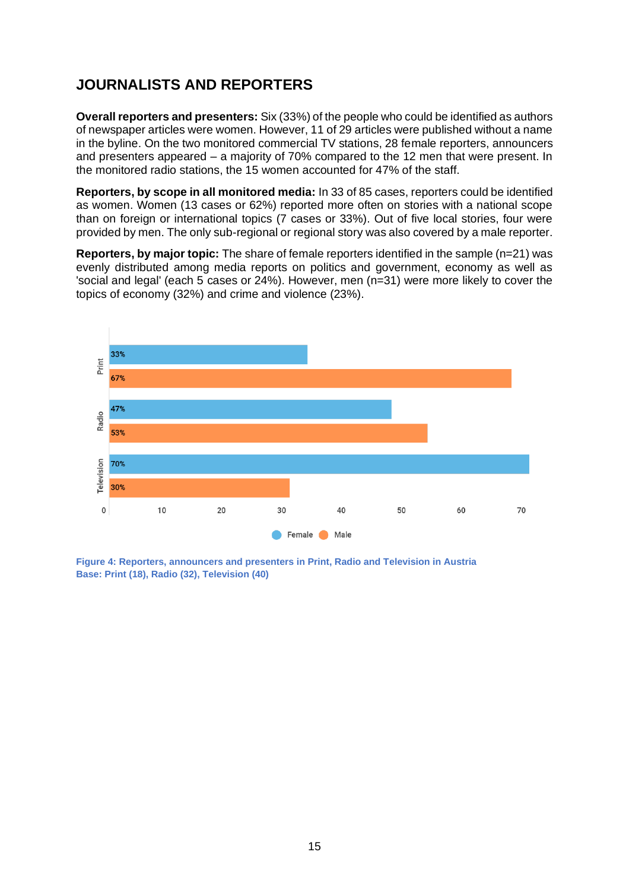## JOURNALISTS AND REPORTERS

**Overall reporters and presenters:** Six (33%) of the people who could be identified as authors of newspaper articles were women. However, 11 of 29 articles were published without a name in the byline. On the two monitored commercial TV stations, 28 female reporters, announcers and presenters appeared – a majority of 70% compared to the 12 men that were present. In the monitored radio stations, the 15 women accounted for 47% of the staff.

**Reporters, by scope in all monitored media:** In 33 of 85 cases, reporters could be identified as women. Women (13 cases or 62%) reported more often on stories with a national scope than on foreign or international topics (7 cases or 33%). Out of five local stories, four were provided by men. The only sub-regional or regional story was also covered by a male reporter.

**Reporters, by major topic:** The share of female reporters identified in the sample (n=21) was evenly distributed among media reports on politics and government, economy as well as 'social and legal' (each 5 cases or 24%). However, men (n=31) were more likely to cover the topics of economy (32%) and crime and violence (23%).

| | Female | Male |
|---|---|---|
| Print | 33% | 67% |
| Radio | 47% | 53% |
| Television | 70% | 30% |

**Figure 4: Reporters, announcers and presenters in Print, Radio and Television in Austria**
**Base: Print (18), Radio (32), Television (40)**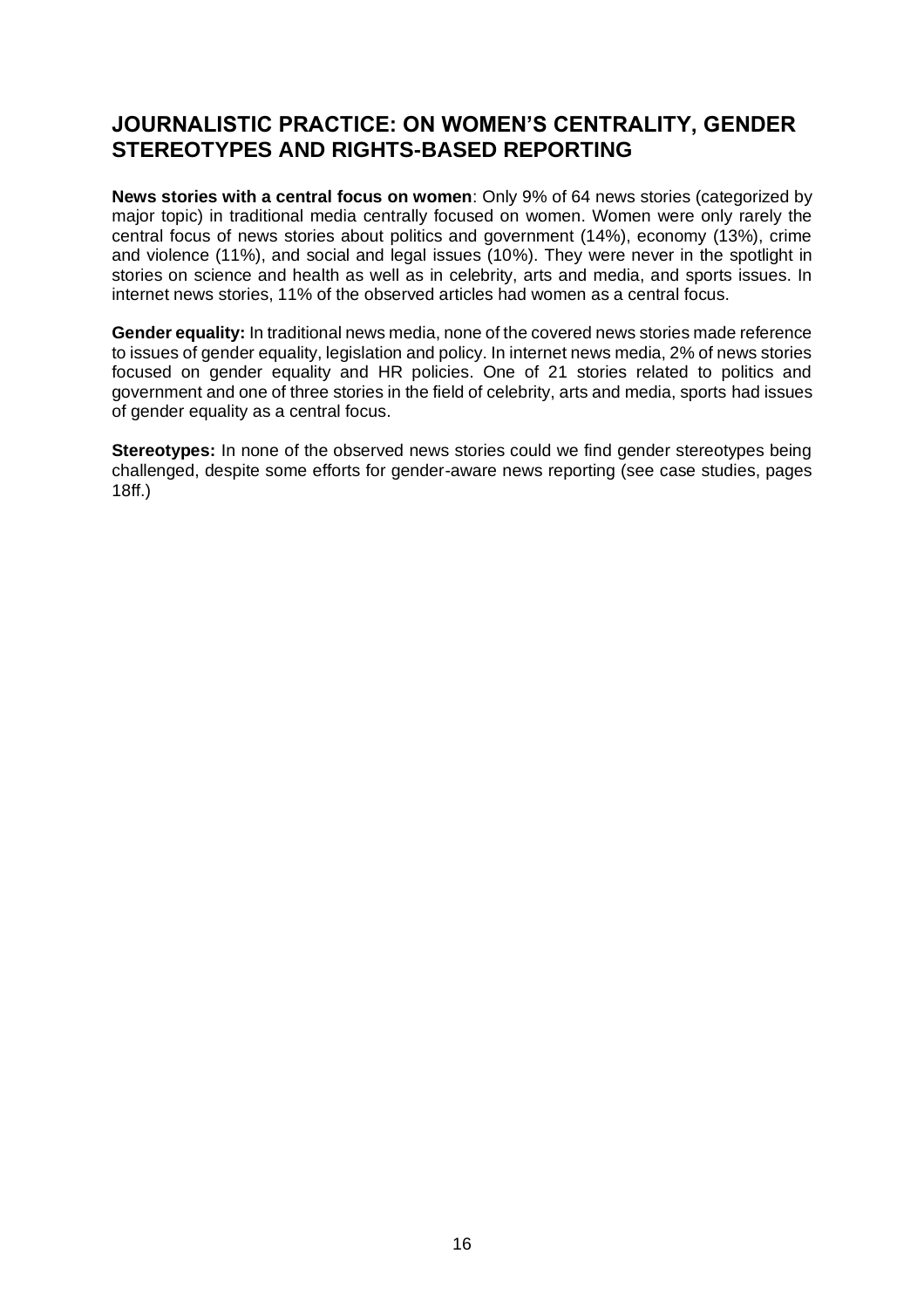## JOURNALISTIC PRACTICE: ON WOMEN'S CENTRALITY, GENDER STEREOTYPES AND RIGHTS-BASED REPORTING

**News stories with a central focus on women**: Only 9% of 64 news stories (categorized by major topic) in traditional media centrally focused on women. Women were only rarely the central focus of news stories about politics and government (14%), economy (13%), crime and violence (11%), and social and legal issues (10%). They were never in the spotlight in stories on science and health as well as in celebrity, arts and media, and sports issues. In internet news stories, 11% of the observed articles had women as a central focus.

**Gender equality:** In traditional news media, none of the covered news stories made reference to issues of gender equality, legislation and policy. In internet news media, 2% of news stories focused on gender equality and HR policies. One of 21 stories related to politics and government and one of three stories in the field of celebrity, arts and media, sports had issues of gender equality as a central focus.

**Stereotypes:** In none of the observed news stories could we find gender stereotypes being challenged, despite some efforts for gender-aware news reporting (see case studies, pages 18ff.)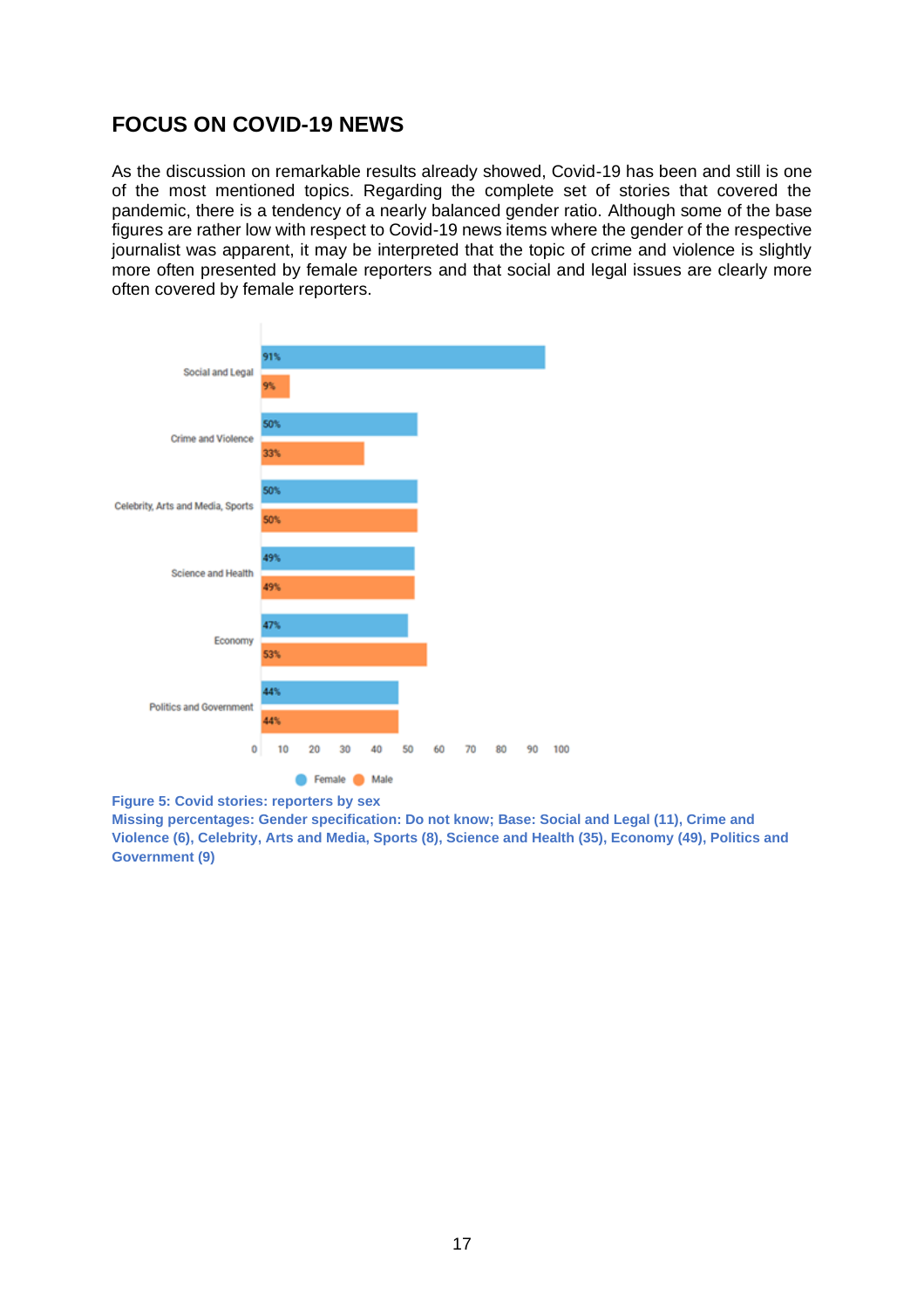## FOCUS ON COVID-19 NEWS

As the discussion on remarkable results already showed, Covid-19 has been and still is one of the most mentioned topics. Regarding the complete set of stories that covered the pandemic, there is a tendency of a nearly balanced gender ratio. Although some of the base figures are rather low with respect to Covid-19 news items where the gender of the respective journalist was apparent, it may be interpreted that the topic of crime and violence is slightly more often presented by female reporters and that social and legal issues are clearly more often covered by female reporters.

| Topic | Female | Male |
|---|---|---|
| Social and Legal | 91% | 9% |
| Crime and Violence | 50% | 33% |
| Celebrity, Arts and Media, Sports | 50% | 50% |
| Science and Health | 49% | 49% |
| Economy | 47% | 53% |
| Politics and Government | 44% | 44% |

**Figure 5: Covid stories: reporters by sex**
**Missing percentages: Gender specification: Do not know; Base: Social and Legal (11), Crime and Violence (6), Celebrity, Arts and Media, Sports (8), Science and Health (35), Economy (49), Politics and Government (9)**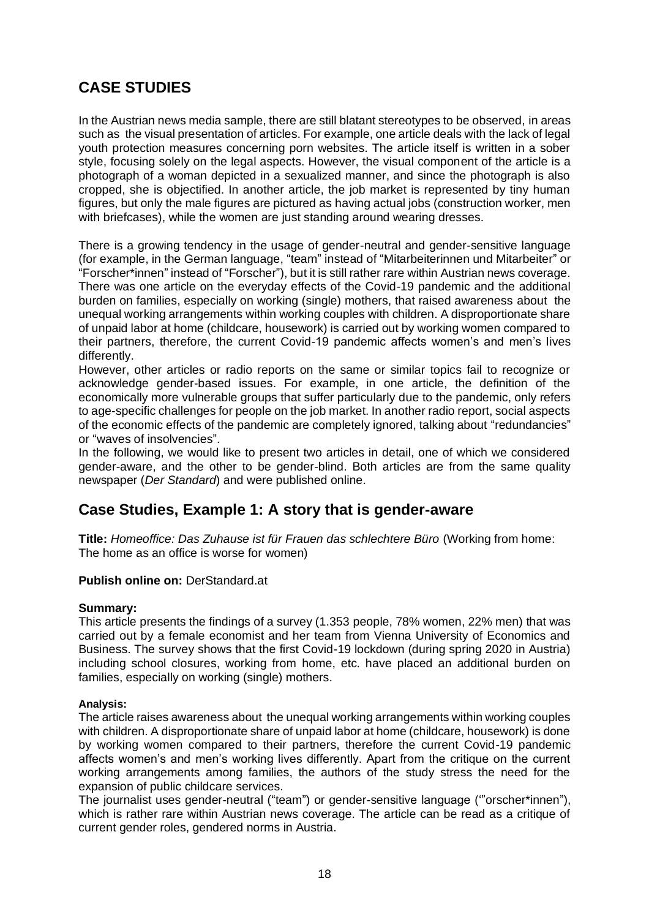## CASE STUDIES

In the Austrian news media sample, there are still blatant stereotypes to be observed, in areas such as the visual presentation of articles. For example, one article deals with the lack of legal youth protection measures concerning porn websites. The article itself is written in a sober style, focusing solely on the legal aspects. However, the visual component of the article is a photograph of a woman depicted in a sexualized manner, and since the photograph is also cropped, she is objectified. In another article, the job market is represented by tiny human figures, but only the male figures are pictured as having actual jobs (construction worker, men with briefcases), while the women are just standing around wearing dresses.

There is a growing tendency in the usage of gender-neutral and gender-sensitive language (for example, in the German language, "team" instead of "Mitarbeiterinnen und Mitarbeiter" or "Forscher*innen" instead of "Forscher"), but it is still rather rare within Austrian news coverage. There was one article on the everyday effects of the Covid-19 pandemic and the additional burden on families, especially on working (single) mothers, that raised awareness about the unequal working arrangements within working couples with children. A disproportionate share of unpaid labor at home (childcare, housework) is carried out by working women compared to their partners, therefore, the current Covid-19 pandemic affects women's and men's lives differently.

However, other articles or radio reports on the same or similar topics fail to recognize or acknowledge gender-based issues. For example, in one article, the definition of the economically more vulnerable groups that suffer particularly due to the pandemic, only refers to age-specific challenges for people on the job market. In another radio report, social aspects of the economic effects of the pandemic are completely ignored, talking about "redundancies" or "waves of insolvencies".

In the following, we would like to present two articles in detail, one of which we considered gender-aware, and the other to be gender-blind. Both articles are from the same quality newspaper (*Der Standard*) and were published online.

## Case Studies, Example 1: A story that is gender-aware

**Title:** *Homeoffice: Das Zuhause ist für Frauen das schlechtere Büro* (Working from home: The home as an office is worse for women)

**Publish online on:** DerStandard.at

**Summary:**

This article presents the findings of a survey (1.353 people, 78% women, 22% men) that was carried out by a female economist and her team from Vienna University of Economics and Business. The survey shows that the first Covid-19 lockdown (during spring 2020 in Austria) including school closures, working from home, etc. have placed an additional burden on families, especially on working (single) mothers.

**Analysis:**

The article raises awareness about the unequal working arrangements within working couples with children. A disproportionate share of unpaid labor at home (childcare, housework) is done by working women compared to their partners, therefore the current Covid-19 pandemic affects women's and men's working lives differently. Apart from the critique on the current working arrangements among families, the authors of the study stress the need for the expansion of public childcare services.

The journalist uses gender-neutral ("team") or gender-sensitive language ('"orscher*innen"), which is rather rare within Austrian news coverage. The article can be read as a critique of current gender roles, gendered norms in Austria.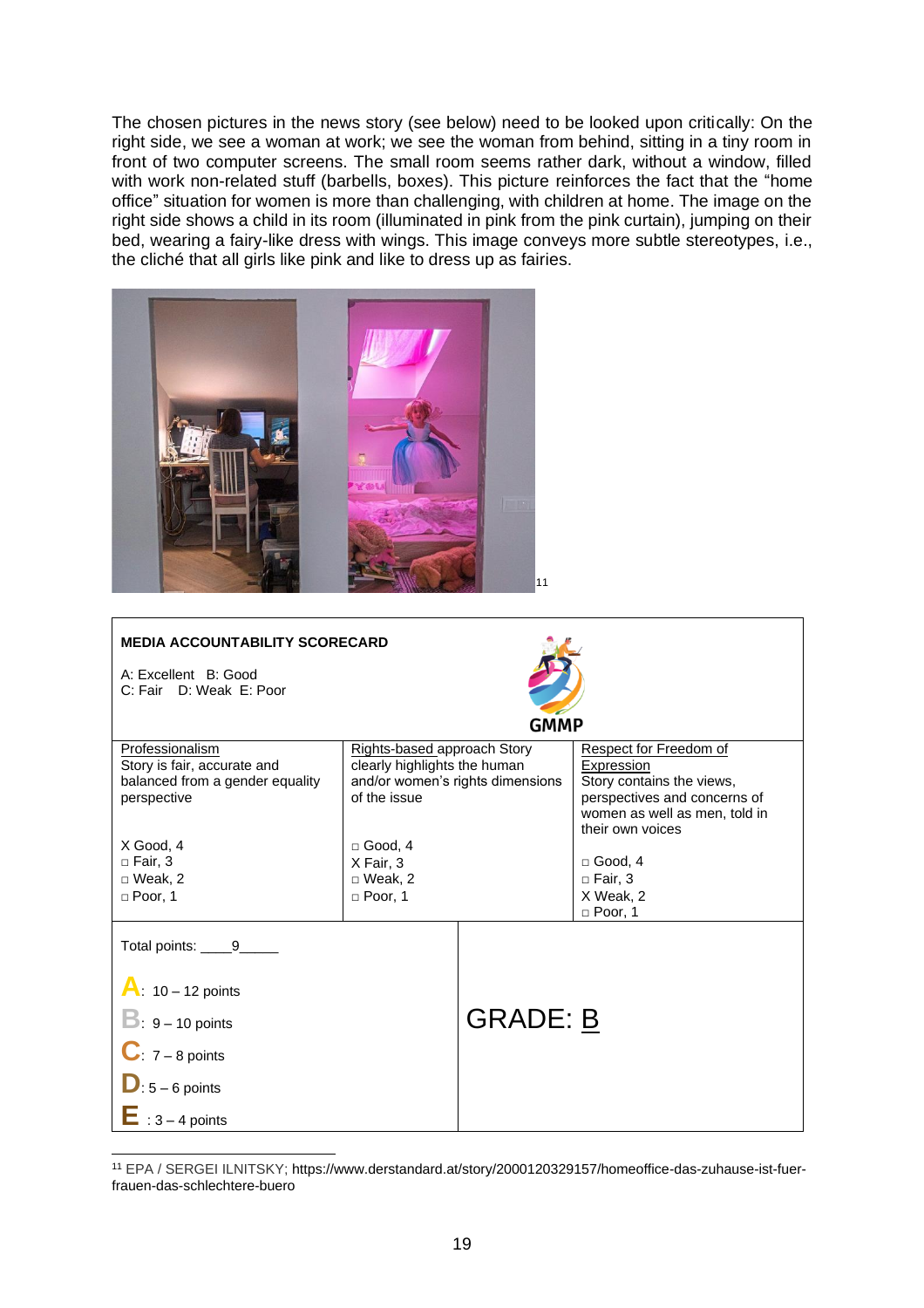The chosen pictures in the news story (see below) need to be looked upon critically: On the right side, we see a woman at work; we see the woman from behind, sitting in a tiny room in front of two computer screens. The small room seems rather dark, without a window, filled with work non-related stuff (barbells, boxes). This picture reinforces the fact that the "home office" situation for women is more than challenging, with children at home. The image on the right side shows a child in its room (illuminated in pink from the pink curtain), jumping on their bed, wearing a fairy-like dress with wings. This image conveys more subtle stereotypes, i.e., the cliché that all girls like pink and like to dress up as fairies.

[11]

**MEDIA ACCOUNTABILITY SCORECARD**

A: Excellent B: Good
C: Fair D: Weak E: Poor

GMMP

| Professionalism<br>Story is fair, accurate and balanced from a gender equality perspective | Rights-based approach Story clearly highlights the human and/or women's rights dimensions of the issue | Respect for Freedom of Expression<br>Story contains the views, perspectives and concerns of women as well as men, told in their own voices |
|---|---|---|
| X Good, 4<br>□ Fair, 3<br>□ Weak, 2<br>□ Poor, 1 | □ Good, 4<br>X Fair, 3<br>□ Weak, 2<br>□ Poor, 1 | □ Good, 4<br>□ Fair, 3<br>X Weak, 2<br>□ Poor, 1 |

| Total points: 9 | GRADE: B |
|---|---|
| **A**: 10 – 12 points<br>**B**: 9 – 10 points<br>**C**: 7 – 8 points<br>**D**: 5 – 6 points<br>**E**: 3 – 4 points | |

[11] EPA / SERGEI ILNITSKY; https://www.derstandard.at/story/2000120329157/homeoffice-das-zuhause-ist-fuer-frauen-das-schlechtere-buero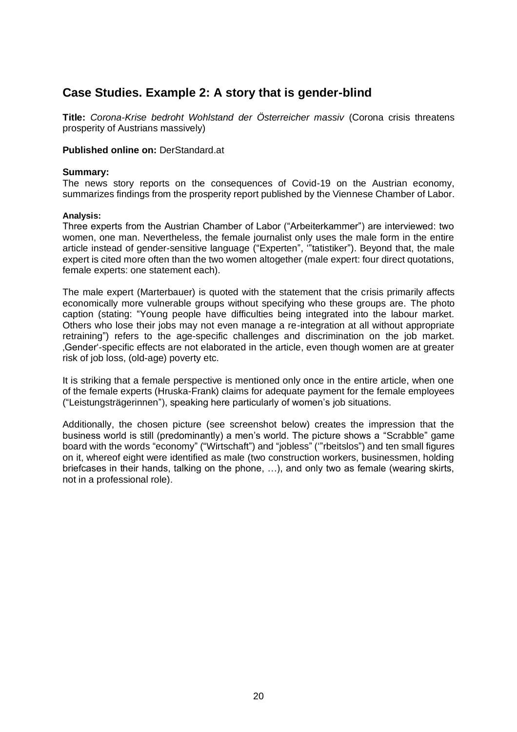## Case Studies. Example 2: A story that is gender-blind

**Title:** *Corona-Krise bedroht Wohlstand der Österreicher massiv* (Corona crisis threatens prosperity of Austrians massively)

**Published online on:** DerStandard.at

**Summary:**
The news story reports on the consequences of Covid-19 on the Austrian economy, summarizes findings from the prosperity report published by the Viennese Chamber of Labor.

**Analysis:**
Three experts from the Austrian Chamber of Labor ("Arbeiterkammer") are interviewed: two women, one man. Nevertheless, the female journalist only uses the male form in the entire article instead of gender-sensitive language ("Experten", '"tatistiker"). Beyond that, the male expert is cited more often than the two women altogether (male expert: four direct quotations, female experts: one statement each).

The male expert (Marterbauer) is quoted with the statement that the crisis primarily affects economically more vulnerable groups without specifying who these groups are. The photo caption (stating: "Young people have difficulties being integrated into the labour market. Others who lose their jobs may not even manage a re-integration at all without appropriate retraining") refers to the age-specific challenges and discrimination on the job market. ‚Gender'-specific effects are not elaborated in the article, even though women are at greater risk of job loss, (old-age) poverty etc.

It is striking that a female perspective is mentioned only once in the entire article, when one of the female experts (Hruska-Frank) claims for adequate payment for the female employees ("Leistungsträgerinnen"), speaking here particularly of women's job situations.

Additionally, the chosen picture (see screenshot below) creates the impression that the business world is still (predominantly) a men's world. The picture shows a "Scrabble" game board with the words "economy" ("Wirtschaft") and "jobless" ('"rbeitslos") and ten small figures on it, whereof eight were identified as male (two construction workers, businessmen, holding briefcases in their hands, talking on the phone, …), and only two as female (wearing skirts, not in a professional role).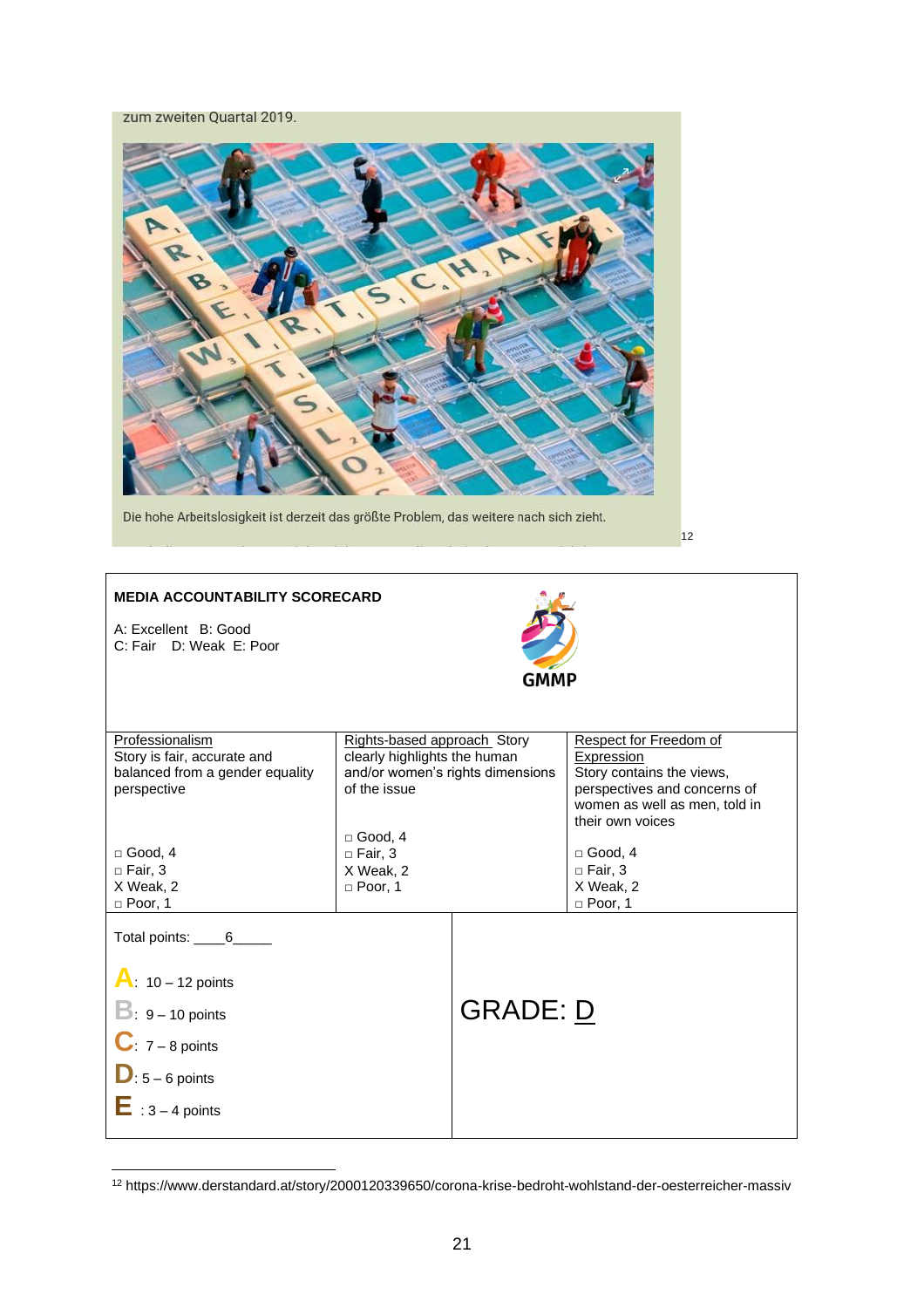zum zweiten Quartal 2019.

Die hohe Arbeitslosigkeit ist derzeit das größte Problem, das weitere nach sich zieht.

[12]

**MEDIA ACCOUNTABILITY SCORECARD**

A: Excellent B: Good
C: Fair D: Weak E: Poor

GMMP

| Professionalism<br>Story is fair, accurate and balanced from a gender equality perspective | Rights-based approach Story clearly highlights the human and/or women's rights dimensions of the issue | Respect for Freedom of Expression<br>Story contains the views, perspectives and concerns of women as well as men, told in their own voices |
|---|---|---|
| □ Good, 4<br>□ Fair, 3<br>X Weak, 2<br>□ Poor, 1 | □ Good, 4<br>□ Fair, 3<br>X Weak, 2<br>□ Poor, 1 | □ Good, 4<br>□ Fair, 3<br>X Weak, 2<br>□ Poor, 1 |

| Total points: ____6_____ | GRADE: D |
|---|---|
| A: 10 – 12 points<br>B: 9 – 10 points<br>C: 7 – 8 points<br>D: 5 – 6 points<br>E: 3 – 4 points | |

[12] https://www.derstandard.at/story/2000120339650/corona-krise-bedroht-wohlstand-der-oesterreicher-massiv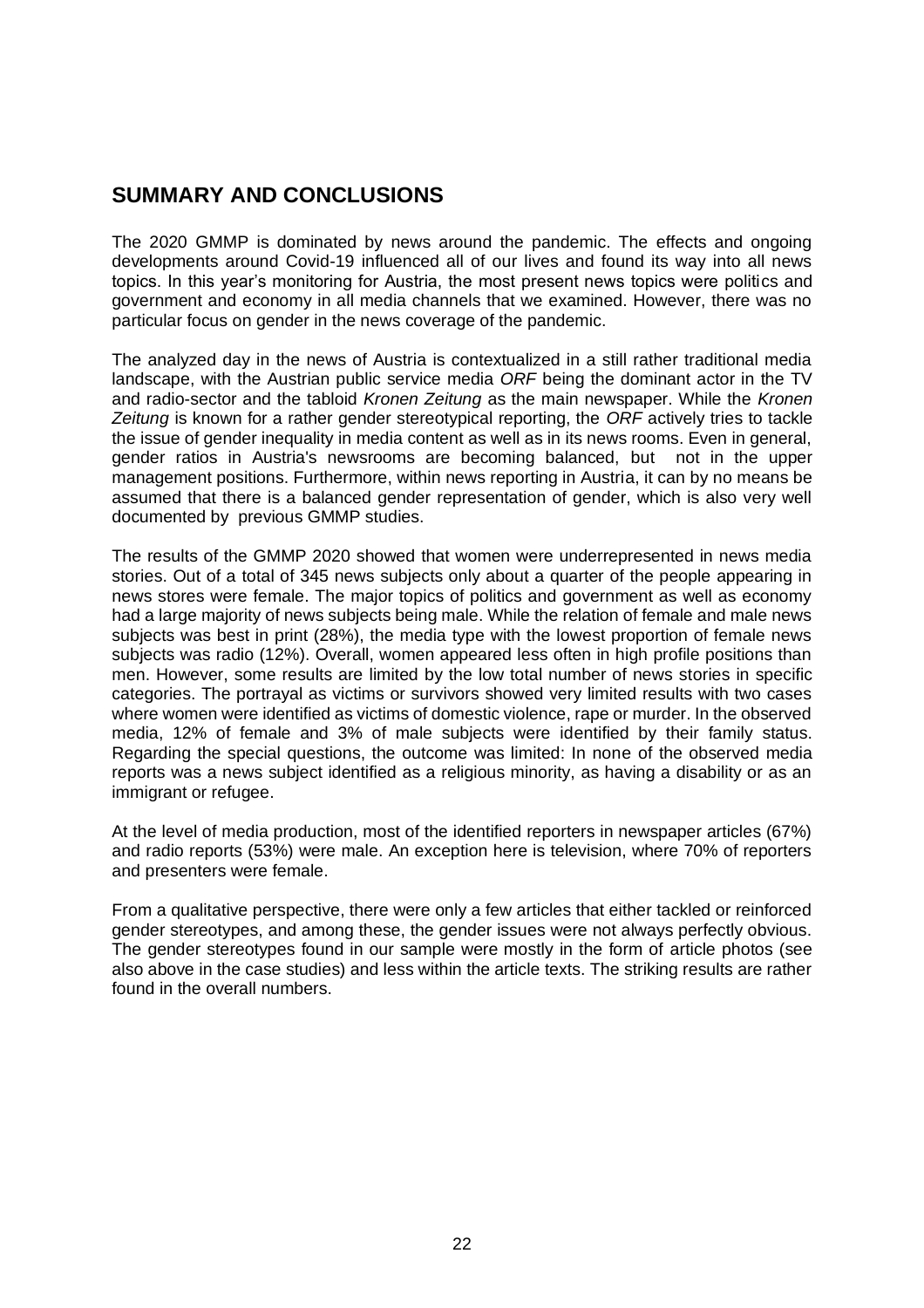## SUMMARY AND CONCLUSIONS

The 2020 GMMP is dominated by news around the pandemic. The effects and ongoing developments around Covid-19 influenced all of our lives and found its way into all news topics. In this year's monitoring for Austria, the most present news topics were politics and government and economy in all media channels that we examined. However, there was no particular focus on gender in the news coverage of the pandemic.

The analyzed day in the news of Austria is contextualized in a still rather traditional media landscape, with the Austrian public service media *ORF* being the dominant actor in the TV and radio-sector and the tabloid *Kronen Zeitung* as the main newspaper. While the *Kronen Zeitung* is known for a rather gender stereotypical reporting, the *ORF* actively tries to tackle the issue of gender inequality in media content as well as in its news rooms. Even in general, gender ratios in Austria's newsrooms are becoming balanced, but not in the upper management positions. Furthermore, within news reporting in Austria, it can by no means be assumed that there is a balanced gender representation of gender, which is also very well documented by previous GMMP studies.

The results of the GMMP 2020 showed that women were underrepresented in news media stories. Out of a total of 345 news subjects only about a quarter of the people appearing in news stores were female. The major topics of politics and government as well as economy had a large majority of news subjects being male. While the relation of female and male news subjects was best in print (28%), the media type with the lowest proportion of female news subjects was radio (12%). Overall, women appeared less often in high profile positions than men. However, some results are limited by the low total number of news stories in specific categories. The portrayal as victims or survivors showed very limited results with two cases where women were identified as victims of domestic violence, rape or murder. In the observed media, 12% of female and 3% of male subjects were identified by their family status. Regarding the special questions, the outcome was limited: In none of the observed media reports was a news subject identified as a religious minority, as having a disability or as an immigrant or refugee.

At the level of media production, most of the identified reporters in newspaper articles (67%) and radio reports (53%) were male. An exception here is television, where 70% of reporters and presenters were female.

From a qualitative perspective, there were only a few articles that either tackled or reinforced gender stereotypes, and among these, the gender issues were not always perfectly obvious. The gender stereotypes found in our sample were mostly in the form of article photos (see also above in the case studies) and less within the article texts. The striking results are rather found in the overall numbers.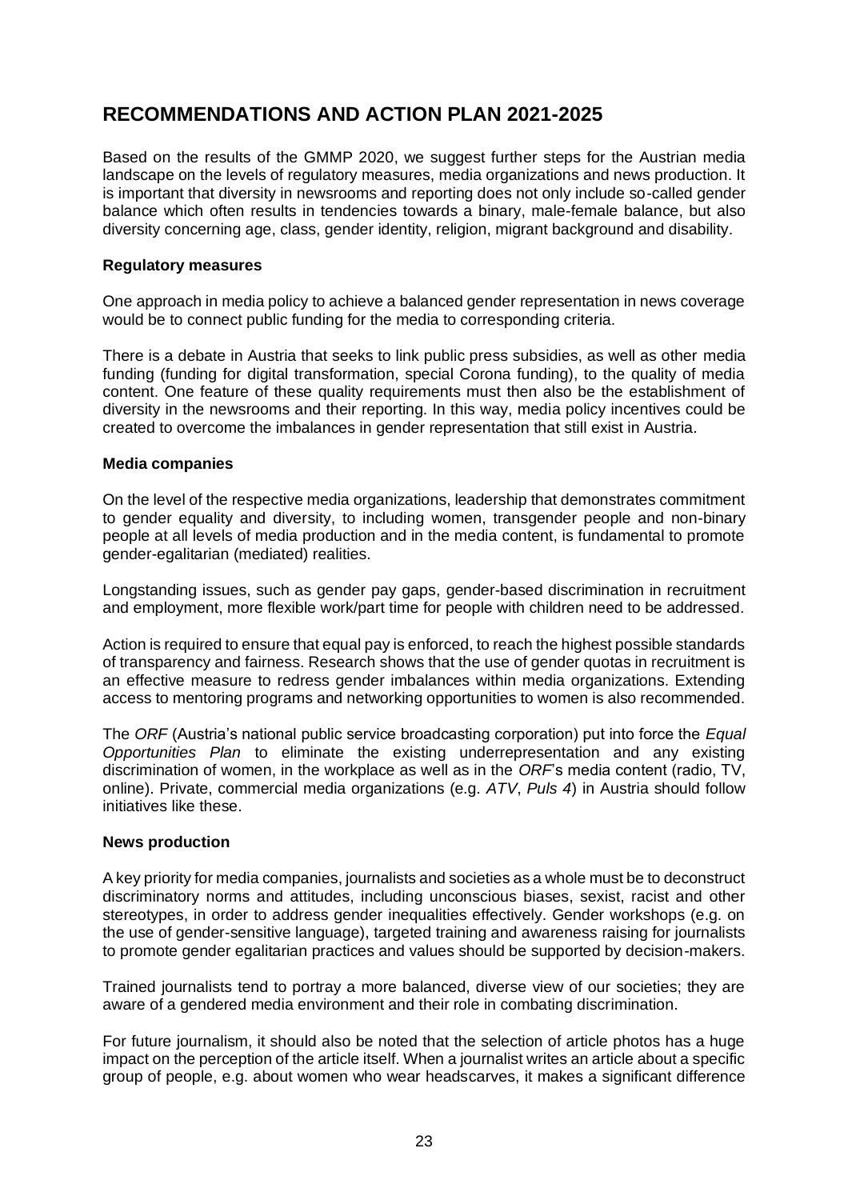# RECOMMENDATIONS AND ACTION PLAN 2021-2025

Based on the results of the GMMP 2020, we suggest further steps for the Austrian media landscape on the levels of regulatory measures, media organizations and news production. It is important that diversity in newsrooms and reporting does not only include so-called gender balance which often results in tendencies towards a binary, male-female balance, but also diversity concerning age, class, gender identity, religion, migrant background and disability.

**Regulatory measures**

One approach in media policy to achieve a balanced gender representation in news coverage would be to connect public funding for the media to corresponding criteria.

There is a debate in Austria that seeks to link public press subsidies, as well as other media funding (funding for digital transformation, special Corona funding), to the quality of media content. One feature of these quality requirements must then also be the establishment of diversity in the newsrooms and their reporting. In this way, media policy incentives could be created to overcome the imbalances in gender representation that still exist in Austria.

**Media companies**

On the level of the respective media organizations, leadership that demonstrates commitment to gender equality and diversity, to including women, transgender people and non-binary people at all levels of media production and in the media content, is fundamental to promote gender-egalitarian (mediated) realities.

Longstanding issues, such as gender pay gaps, gender-based discrimination in recruitment and employment, more flexible work/part time for people with children need to be addressed.

Action is required to ensure that equal pay is enforced, to reach the highest possible standards of transparency and fairness. Research shows that the use of gender quotas in recruitment is an effective measure to redress gender imbalances within media organizations. Extending access to mentoring programs and networking opportunities to women is also recommended.

The *ORF* (Austria's national public service broadcasting corporation) put into force the *Equal Opportunities Plan* to eliminate the existing underrepresentation and any existing discrimination of women, in the workplace as well as in the *ORF*'s media content (radio, TV, online). Private, commercial media organizations (e.g. *ATV*, *Puls 4*) in Austria should follow initiatives like these.

**News production**

A key priority for media companies, journalists and societies as a whole must be to deconstruct discriminatory norms and attitudes, including unconscious biases, sexist, racist and other stereotypes, in order to address gender inequalities effectively. Gender workshops (e.g. on the use of gender-sensitive language), targeted training and awareness raising for journalists to promote gender egalitarian practices and values should be supported by decision-makers.

Trained journalists tend to portray a more balanced, diverse view of our societies; they are aware of a gendered media environment and their role in combating discrimination.

For future journalism, it should also be noted that the selection of article photos has a huge impact on the perception of the article itself. When a journalist writes an article about a specific group of people, e.g. about women who wear headscarves, it makes a significant difference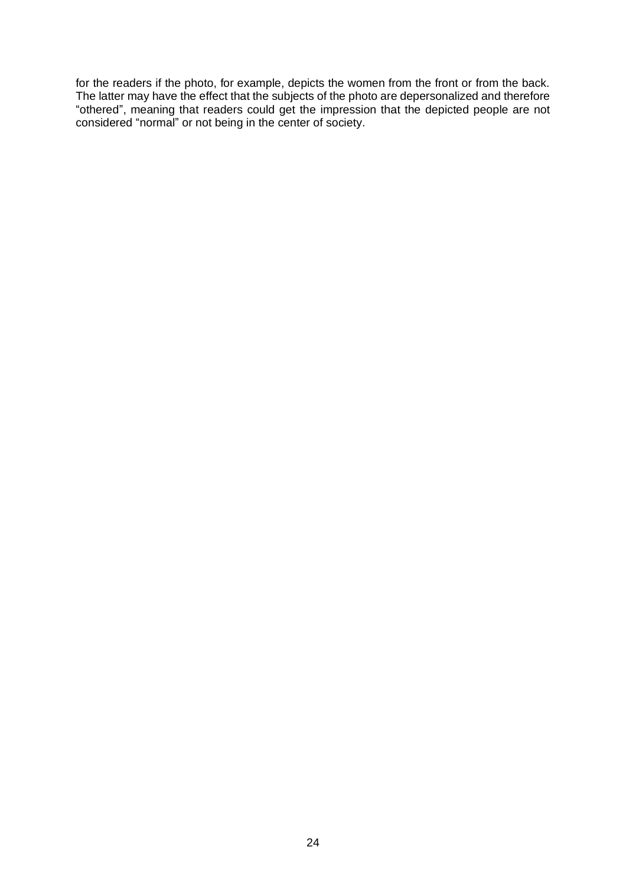for the readers if the photo, for example, depicts the women from the front or from the back. The latter may have the effect that the subjects of the photo are depersonalized and therefore "othered", meaning that readers could get the impression that the depicted people are not considered "normal" or not being in the center of society.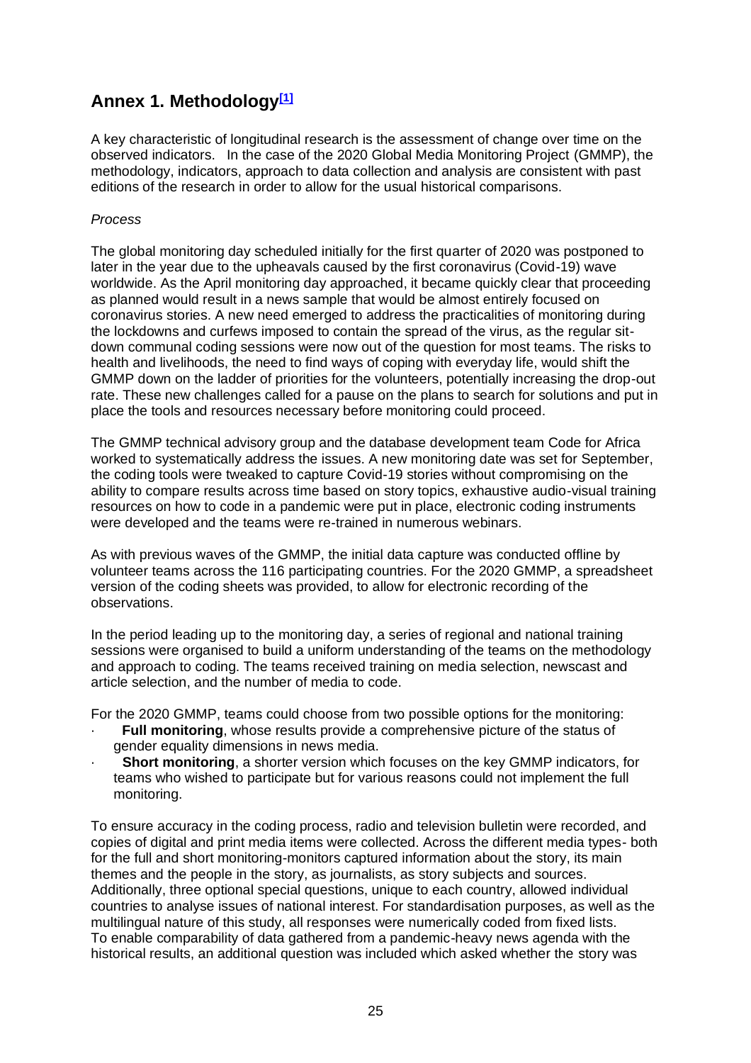## Annex 1. Methodology[1]

A key characteristic of longitudinal research is the assessment of change over time on the observed indicators. In the case of the 2020 Global Media Monitoring Project (GMMP), the methodology, indicators, approach to data collection and analysis are consistent with past editions of the research in order to allow for the usual historical comparisons.

*Process*

The global monitoring day scheduled initially for the first quarter of 2020 was postponed to later in the year due to the upheavals caused by the first coronavirus (Covid-19) wave worldwide. As the April monitoring day approached, it became quickly clear that proceeding as planned would result in a news sample that would be almost entirely focused on coronavirus stories. A new need emerged to address the practicalities of monitoring during the lockdowns and curfews imposed to contain the spread of the virus, as the regular sit-down communal coding sessions were now out of the question for most teams. The risks to health and livelihoods, the need to find ways of coping with everyday life, would shift the GMMP down on the ladder of priorities for the volunteers, potentially increasing the drop-out rate. These new challenges called for a pause on the plans to search for solutions and put in place the tools and resources necessary before monitoring could proceed.

The GMMP technical advisory group and the database development team Code for Africa worked to systematically address the issues. A new monitoring date was set for September, the coding tools were tweaked to capture Covid-19 stories without compromising on the ability to compare results across time based on story topics, exhaustive audio-visual training resources on how to code in a pandemic were put in place, electronic coding instruments were developed and the teams were re-trained in numerous webinars.

As with previous waves of the GMMP, the initial data capture was conducted offline by volunteer teams across the 116 participating countries. For the 2020 GMMP, a spreadsheet version of the coding sheets was provided, to allow for electronic recording of the observations.

In the period leading up to the monitoring day, a series of regional and national training sessions were organised to build a uniform understanding of the teams on the methodology and approach to coding. The teams received training on media selection, newscast and article selection, and the number of media to code.

For the 2020 GMMP, teams could choose from two possible options for the monitoring:

- **Full monitoring**, whose results provide a comprehensive picture of the status of gender equality dimensions in news media.
- **Short monitoring**, a shorter version which focuses on the key GMMP indicators, for teams who wished to participate but for various reasons could not implement the full monitoring.

To ensure accuracy in the coding process, radio and television bulletin were recorded, and copies of digital and print media items were collected. Across the different media types- both for the full and short monitoring-monitors captured information about the story, its main themes and the people in the story, as journalists, as story subjects and sources. Additionally, three optional special questions, unique to each country, allowed individual countries to analyse issues of national interest. For standardisation purposes, as well as the multilingual nature of this study, all responses were numerically coded from fixed lists. To enable comparability of data gathered from a pandemic-heavy news agenda with the historical results, an additional question was included which asked whether the story was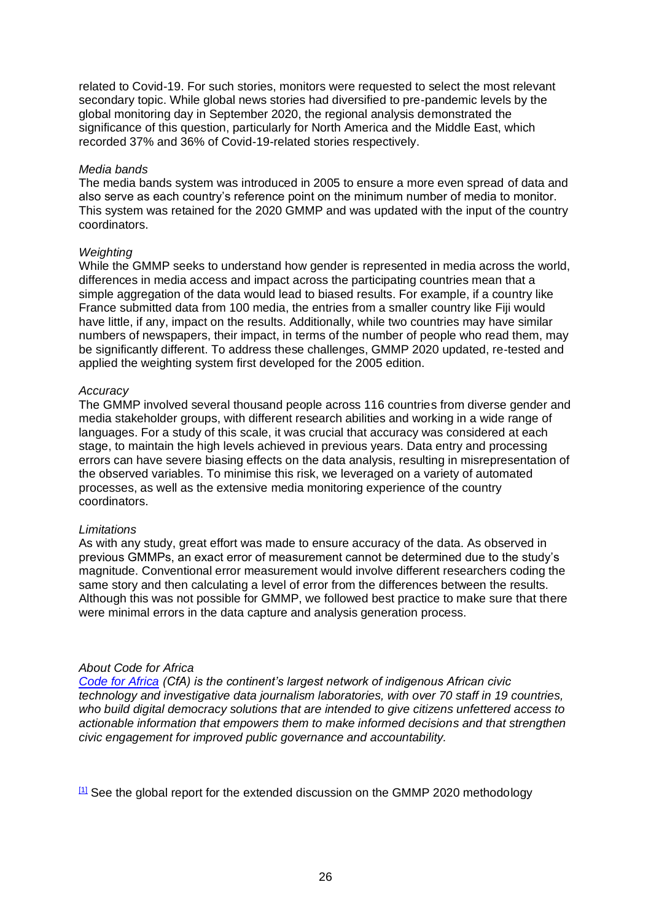related to Covid-19. For such stories, monitors were requested to select the most relevant secondary topic. While global news stories had diversified to pre-pandemic levels by the global monitoring day in September 2020, the regional analysis demonstrated the significance of this question, particularly for North America and the Middle East, which recorded 37% and 36% of Covid-19-related stories respectively.

*Media bands*

The media bands system was introduced in 2005 to ensure a more even spread of data and also serve as each country's reference point on the minimum number of media to monitor. This system was retained for the 2020 GMMP and was updated with the input of the country coordinators.

*Weighting*

While the GMMP seeks to understand how gender is represented in media across the world, differences in media access and impact across the participating countries mean that a simple aggregation of the data would lead to biased results. For example, if a country like France submitted data from 100 media, the entries from a smaller country like Fiji would have little, if any, impact on the results. Additionally, while two countries may have similar numbers of newspapers, their impact, in terms of the number of people who read them, may be significantly different. To address these challenges, GMMP 2020 updated, re-tested and applied the weighting system first developed for the 2005 edition.

*Accuracy*

The GMMP involved several thousand people across 116 countries from diverse gender and media stakeholder groups, with different research abilities and working in a wide range of languages. For a study of this scale, it was crucial that accuracy was considered at each stage, to maintain the high levels achieved in previous years. Data entry and processing errors can have severe biasing effects on the data analysis, resulting in misrepresentation of the observed variables. To minimise this risk, we leveraged on a variety of automated processes, as well as the extensive media monitoring experience of the country coordinators.

*Limitations*

As with any study, great effort was made to ensure accuracy of the data. As observed in previous GMMPs, an exact error of measurement cannot be determined due to the study's magnitude. Conventional error measurement would involve different researchers coding the same story and then calculating a level of error from the differences between the results. Although this was not possible for GMMP, we followed best practice to make sure that there were minimal errors in the data capture and analysis generation process.

*About Code for Africa*

*Code for Africa (CfA) is the continent's largest network of indigenous African civic technology and investigative data journalism laboratories, with over 70 staff in 19 countries, who build digital democracy solutions that are intended to give citizens unfettered access to actionable information that empowers them to make informed decisions and that strengthen civic engagement for improved public governance and accountability.*

[1] See the global report for the extended discussion on the GMMP 2020 methodology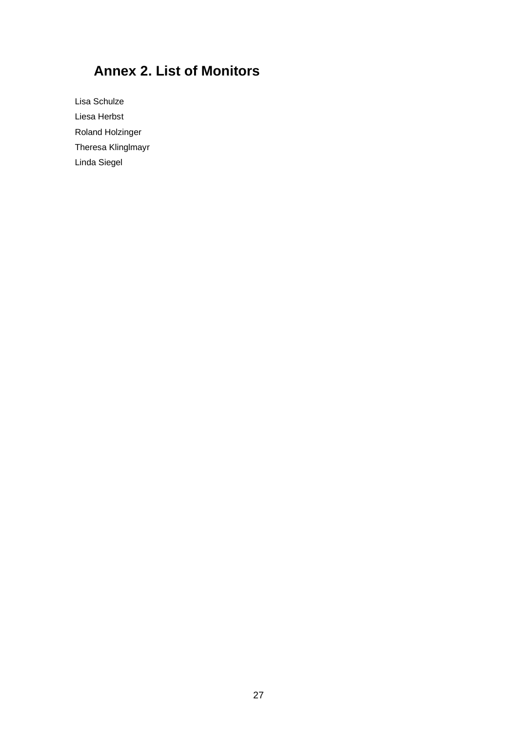# Annex 2. List of Monitors

Lisa Schulze

Liesa Herbst

Roland Holzinger

Theresa Klinglmayr

Linda Siegel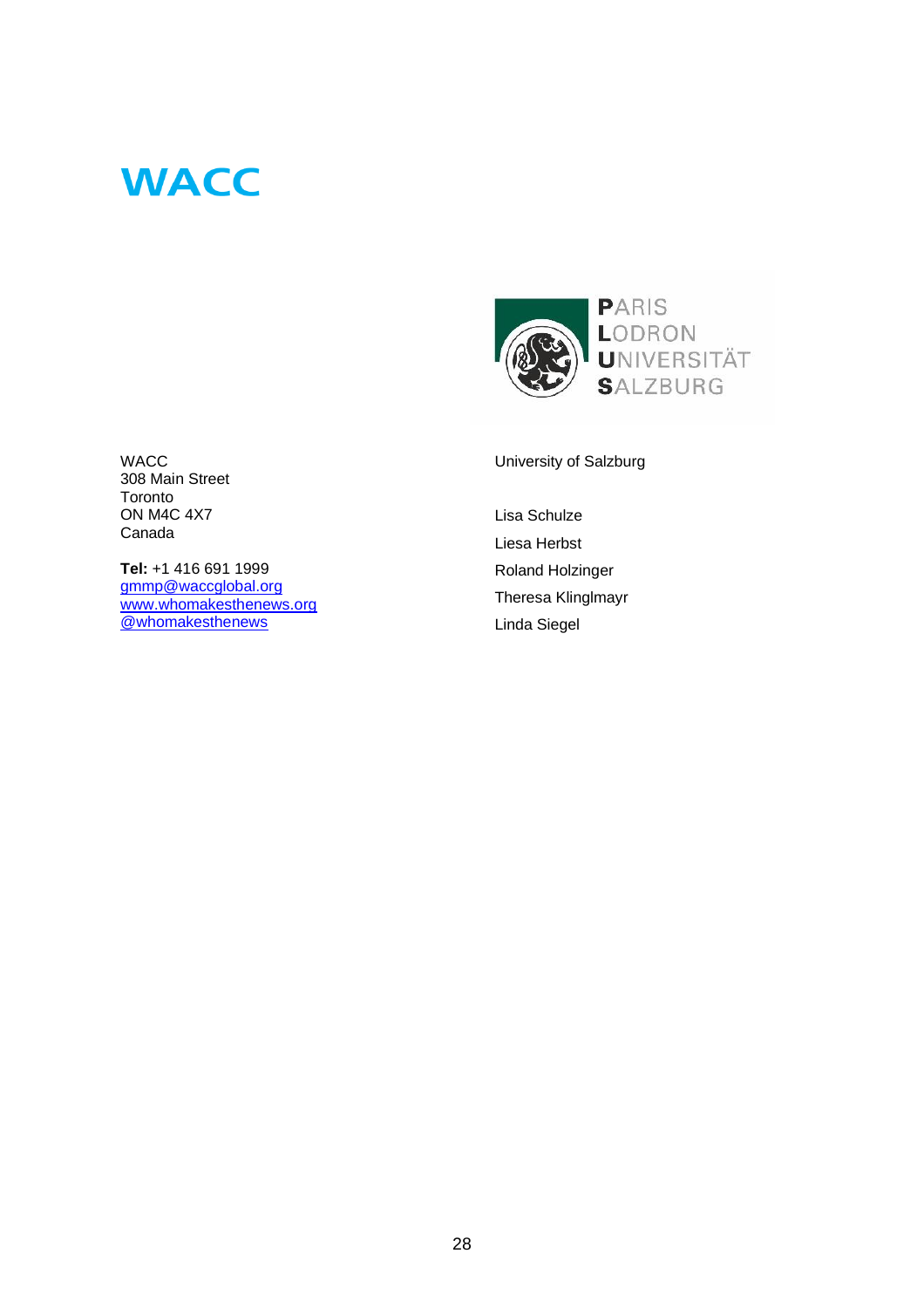# WACC

PARIS
LODRON
UNIVERSITÄT
SALZBURG

WACC
308 Main Street
Toronto
ON M4C 4X7
Canada

**Tel:** +1 416 691 1999
gmmp@waccglobal.org
www.whomakesthenews.org
@whomakesthenews

University of Salzburg

Lisa Schulze

Liesa Herbst

Roland Holzinger

Theresa Klinglmayr

Linda Siegel